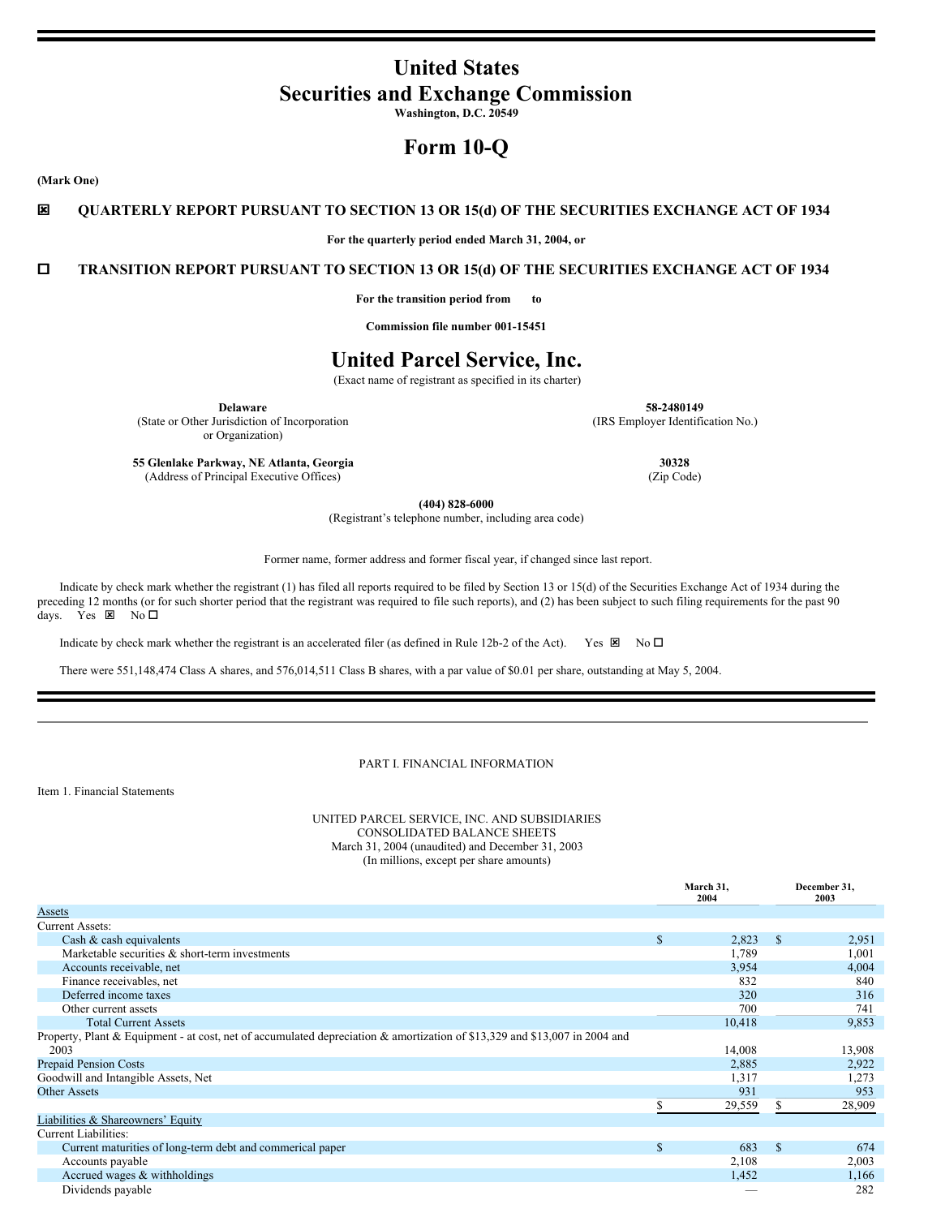# United States
# Securities and Exchange Commission

**Washington, D.C. 20549**

# Form 10-Q

**(Mark One)**

☒ **QUARTERLY REPORT PURSUANT TO SECTION 13 OR 15(d) OF THE SECURITIES EXCHANGE ACT OF 1934**

**For the quarterly period ended March 31, 2004, or**

☐ **TRANSITION REPORT PURSUANT TO SECTION 13 OR 15(d) OF THE SECURITIES EXCHANGE ACT OF 1934**

**For the transition period from to**

**Commission file number 001-15451**

# United Parcel Service, Inc.

(Exact name of registrant as specified in its charter)

| | |
|---|---|
| **Delaware** (State or Other Jurisdiction of Incorporation or Organization) | **58-2480149** (IRS Employer Identification No.) |
| **55 Glenlake Parkway, NE Atlanta, Georgia** (Address of Principal Executive Offices) | **30328** (Zip Code) |

**(404) 828-6000**
(Registrant's telephone number, including area code)

Former name, former address and former fiscal year, if changed since last report.

Indicate by check mark whether the registrant (1) has filed all reports required to be filed by Section 13 or 15(d) of the Securities Exchange Act of 1934 during the preceding 12 months (or for such shorter period that the registrant was required to file such reports), and (2) has been subject to such filing requirements for the past 90 days. Yes ☒ No ☐

Indicate by check mark whether the registrant is an accelerated filer (as defined in Rule 12b-2 of the Act). Yes ☒ No ☐

There were 551,148,474 Class A shares, and 576,014,511 Class B shares, with a par value of $0.01 per share, outstanding at May 5, 2004.

---

PART I. FINANCIAL INFORMATION

Item 1. Financial Statements

UNITED PARCEL SERVICE, INC. AND SUBSIDIARIES
CONSOLIDATED BALANCE SHEETS
March 31, 2004 (unaudited) and December 31, 2003
(In millions, except per share amounts)

| | March 31, 2004 | December 31, 2003 |
|---|---|---|
| Assets | | |
| Current Assets: | | |
| Cash & cash equivalents | $ 2,823 | $ 2,951 |
| Marketable securities & short-term investments | 1,789 | 1,001 |
| Accounts receivable, net | 3,954 | 4,004 |
| Finance receivables, net | 832 | 840 |
| Deferred income taxes | 320 | 316 |
| Other current assets | 700 | 741 |
| Total Current Assets | 10,418 | 9,853 |
| Property, Plant & Equipment - at cost, net of accumulated depreciation & amortization of $13,329 and $13,007 in 2004 and 2003 | 14,008 | 13,908 |
| Prepaid Pension Costs | 2,885 | 2,922 |
| Goodwill and Intangible Assets, Net | 1,317 | 1,273 |
| Other Assets | 931 | 953 |
| | $ 29,559 | $ 28,909 |
| Liabilities & Shareowners' Equity | | |
| Current Liabilities: | | |
| Current maturities of long-term debt and commerical paper | $ 683 | $ 674 |
| Accounts payable | 2,108 | 2,003 |
| Accrued wages & withholdings | 1,452 | 1,166 |
| Dividends payable | — | 282 |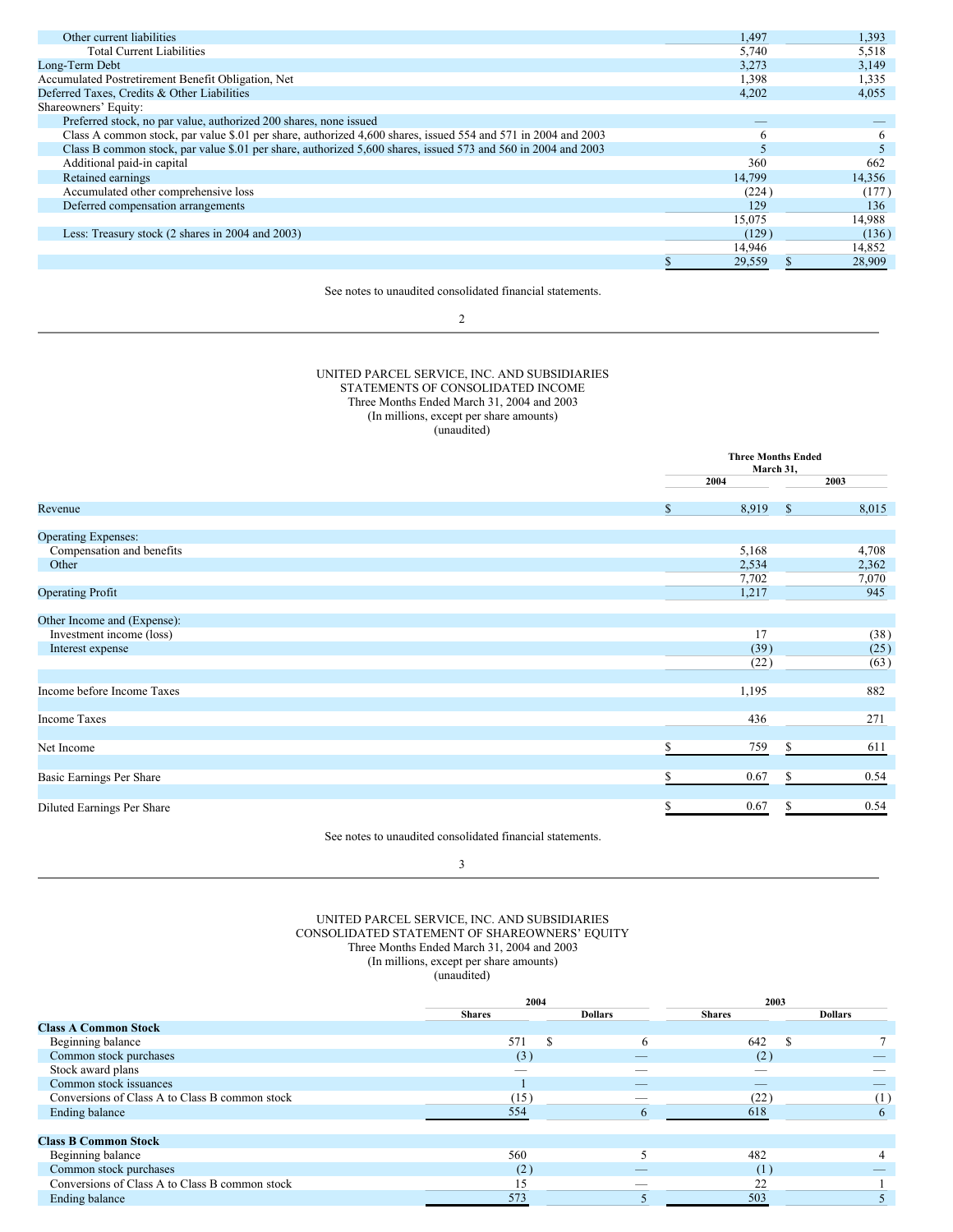| | | |
|---|---|---|
| Other current liabilities | 1,497 | 1,393 |
| Total Current Liabilities | 5,740 | 5,518 |
| Long-Term Debt | 3,273 | 3,149 |
| Accumulated Postretirement Benefit Obligation, Net | 1,398 | 1,335 |
| Deferred Taxes, Credits & Other Liabilities | 4,202 | 4,055 |
| Shareowners' Equity: | | |
| Preferred stock, no par value, authorized 200 shares, none issued | — | — |
| Class A common stock, par value $.01 per share, authorized 4,600 shares, issued 554 and 571 in 2004 and 2003 | 6 | 6 |
| Class B common stock, par value $.01 per share, authorized 5,600 shares, issued 573 and 560 in 2004 and 2003 | 5 | 5 |
| Additional paid-in capital | 360 | 662 |
| Retained earnings | 14,799 | 14,356 |
| Accumulated other comprehensive loss | (224) | (177) |
| Deferred compensation arrangements | 129 | 136 |
| | 15,075 | 14,988 |
| Less: Treasury stock (2 shares in 2004 and 2003) | (129) | (136) |
| | 14,946 | 14,852 |
| | $ 29,559 | $ 28,909 |

See notes to unaudited consolidated financial statements.

UNITED PARCEL SERVICE, INC. AND SUBSIDIARIES
STATEMENTS OF CONSOLIDATED INCOME
Three Months Ended March 31, 2004 and 2003
(In millions, except per share amounts)
(unaudited)

| | Three Months Ended March 31, | |
|---|---|---|
| | 2004 | 2003 |
| Revenue | $ 8,919 | $ 8,015 |
| Operating Expenses: | | |
| Compensation and benefits | 5,168 | 4,708 |
| Other | 2,534 | 2,362 |
| | 7,702 | 7,070 |
| Operating Profit | 1,217 | 945 |
| Other Income and (Expense): | | |
| Investment income (loss) | 17 | (38) |
| Interest expense | (39) | (25) |
| | (22) | (63) |
| Income before Income Taxes | 1,195 | 882 |
| Income Taxes | 436 | 271 |
| Net Income | $ 759 | $ 611 |
| Basic Earnings Per Share | $ 0.67 | $ 0.54 |
| Diluted Earnings Per Share | $ 0.67 | $ 0.54 |

See notes to unaudited consolidated financial statements.

UNITED PARCEL SERVICE, INC. AND SUBSIDIARIES
CONSOLIDATED STATEMENT OF SHAREOWNERS' EQUITY
Three Months Ended March 31, 2004 and 2003
(In millions, except per share amounts)
(unaudited)

| | 2004 | | 2003 | |
|---|---|---|---|---|
| | Shares | Dollars | Shares | Dollars |
| **Class A Common Stock** | | | | |
| Beginning balance | 571 | $ 6 | 642 | $ 7 |
| Common stock purchases | (3) | — | (2) | — |
| Stock award plans | — | — | — | — |
| Common stock issuances | 1 | — | — | — |
| Conversions of Class A to Class B common stock | (15) | — | (22) | (1) |
| Ending balance | 554 | 6 | 618 | 6 |
| **Class B Common Stock** | | | | |
| Beginning balance | 560 | 5 | 482 | 4 |
| Common stock purchases | (2) | — | (1) | — |
| Conversions of Class A to Class B common stock | 15 | — | 22 | 1 |
| Ending balance | 573 | 5 | 503 | 5 |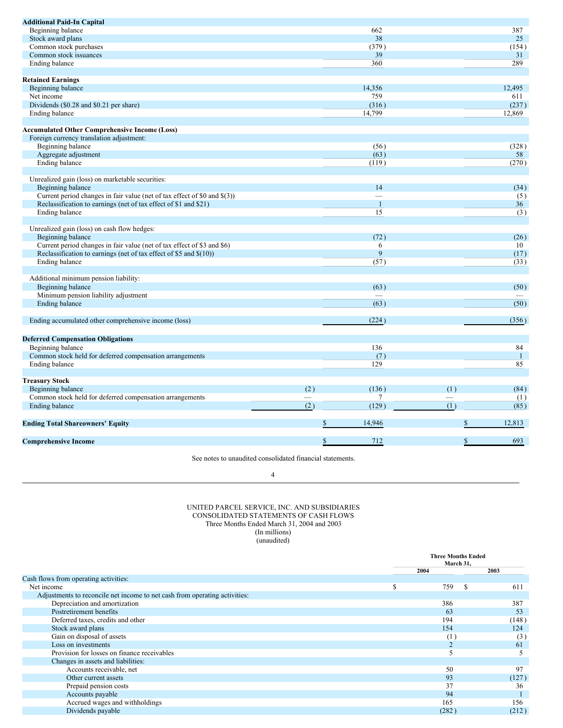| | | 2004 | | 2003 |
|---|---|---|---|---|
| **Additional Paid-In Capital** | | | | |
| Beginning balance | | 662 | | 387 |
| Stock award plans | | 38 | | 25 |
| Common stock purchases | | (379) | | (154) |
| Common stock issuances | | 39 | | 31 |
| Ending balance | | 360 | | 289 |
| **Retained Earnings** | | | | |
| Beginning balance | | 14,356 | | 12,495 |
| Net income | | 759 | | 611 |
| Dividends ($0.28 and $0.21 per share) | | (316) | | (237) |
| Ending balance | | 14,799 | | 12,869 |
| **Accumulated Other Comprehensive Income (Loss)** | | | | |
| Foreign currency translation adjustment: | | | | |
| Beginning balance | | (56) | | (328) |
| Aggregate adjustment | | (63) | | 58 |
| Ending balance | | (119) | | (270) |
| Unrealized gain (loss) on marketable securities: | | | | |
| Beginning balance | | 14 | | (34) |
| Current period changes in fair value (net of tax effect of $0 and $(3)) | | — | | (5) |
| Reclassification to earnings (net of tax effect of $1 and $21) | | 1 | | 36 |
| Ending balance | | 15 | | (3) |
| Unrealized gain (loss) on cash flow hedges: | | | | |
| Beginning balance | | (72) | | (26) |
| Current period changes in fair value (net of tax effect of $3 and $6) | | 6 | | 10 |
| Reclassification to earnings (net of tax effect of $5 and $(10)) | | 9 | | (17) |
| Ending balance | | (57) | | (33) |
| Additional minimum pension liability: | | | | |
| Beginning balance | | (63) | | (50) |
| Minimum pension liability adjustment | | — | | — |
| Ending balance | | (63) | | (50) |
| Ending accumulated other comprehensive income (loss) | | (224) | | (356) |
| **Deferred Compensation Obligations** | | | | |
| Beginning balance | | 136 | | 84 |
| Common stock held for deferred compensation arrangements | | (7) | | 1 |
| Ending balance | | 129 | | 85 |
| **Treasury Stock** | | | | |
| Beginning balance | (2) | (136) | (1) | (84) |
| Common stock held for deferred compensation arrangements | — | 7 | — | (1) |
| Ending balance | (2) | (129) | (1) | (85) |
| **Ending Total Shareowners' Equity** | | $ 14,946 | | $ 12,813 |
| **Comprehensive Income** | | $ 712 | | $ 693 |

See notes to unaudited consolidated financial statements.

UNITED PARCEL SERVICE, INC. AND SUBSIDIARIES
CONSOLIDATED STATEMENTS OF CASH FLOWS
Three Months Ended March 31, 2004 and 2003
(In millions)
(unaudited)

| | Three Months Ended March 31, 2004 | 2003 |
|---|---|---|
| Cash flows from operating activities: | | |
| Net income | $ 759 | $ 611 |
| Adjustments to reconcile net income to net cash from operating activities: | | |
| Depreciation and amortization | 386 | 387 |
| Postretirement benefits | 63 | 53 |
| Deferred taxes, credits and other | 194 | (148) |
| Stock award plans | 154 | 124 |
| Gain on disposal of assets | (1) | (3) |
| Loss on investments | 2 | 61 |
| Provision for losses on finance receivables | 5 | 5 |
| Changes in assets and liabilities: | | |
| Accounts receivable, net | 50 | 97 |
| Other current assets | 93 | (127) |
| Prepaid pension costs | 37 | 36 |
| Accounts payable | 94 | 1 |
| Accrued wages and withholdings | 165 | 156 |
| Dividends payable | (282) | (212) |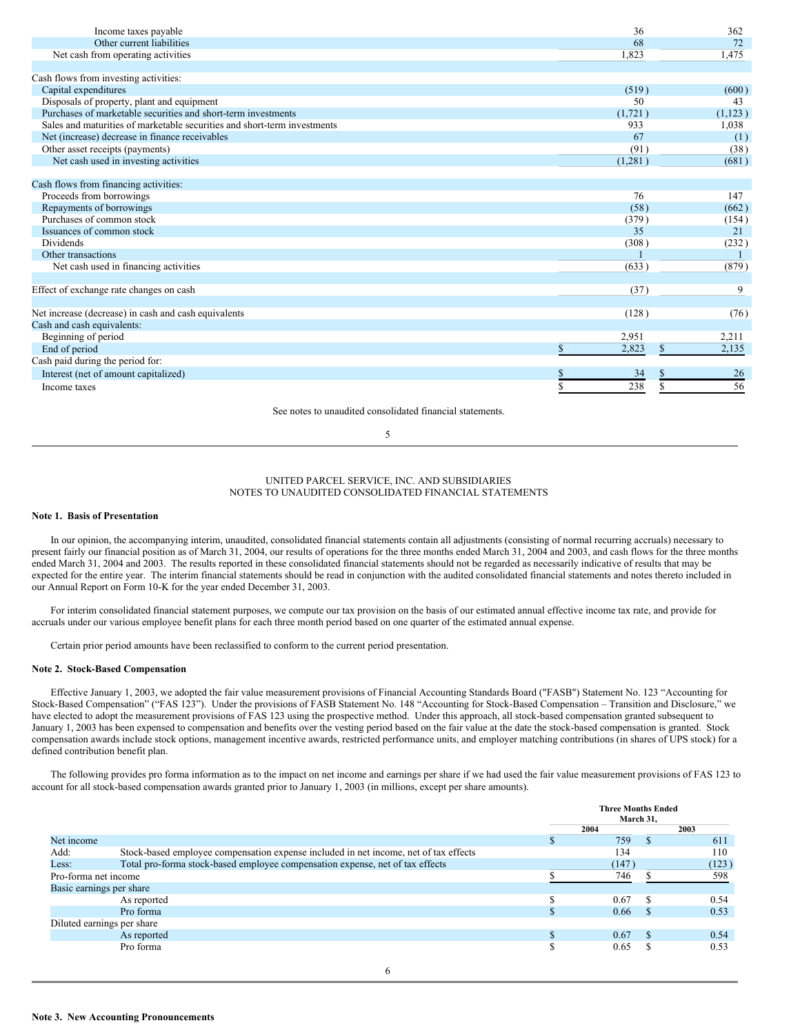| | | |
|---|---|---|
| Income taxes payable | 36 | 362 |
| Other current liabilities | 68 | 72 |
| Net cash from operating activities | 1,823 | 1,475 |
| | | |
| Cash flows from investing activities: | | |
| Capital expenditures | (519) | (600) |
| Disposals of property, plant and equipment | 50 | 43 |
| Purchases of marketable securities and short-term investments | (1,721) | (1,123) |
| Sales and maturities of marketable securities and short-term investments | 933 | 1,038 |
| Net (increase) decrease in finance receivables | 67 | (1) |
| Other asset receipts (payments) | (91) | (38) |
| Net cash used in investing activities | (1,281) | (681) |
| | | |
| Cash flows from financing activities: | | |
| Proceeds from borrowings | 76 | 147 |
| Repayments of borrowings | (58) | (662) |
| Purchases of common stock | (379) | (154) |
| Issuances of common stock | 35 | 21 |
| Dividends | (308) | (232) |
| Other transactions | 1 | 1 |
| Net cash used in financing activities | (633) | (879) |
| | | |
| Effect of exchange rate changes on cash | (37) | 9 |
| | | |
| Net increase (decrease) in cash and cash equivalents | (128) | (76) |
| Cash and cash equivalents: | | |
| Beginning of period | 2,951 | 2,211 |
| End of period | $ 2,823 | $ 2,135 |
| Cash paid during the period for: | | |
| Interest (net of amount capitalized) | $ 34 | $ 26 |
| Income taxes | $ 238 | $ 56 |

See notes to unaudited consolidated financial statements.

UNITED PARCEL SERVICE, INC. AND SUBSIDIARIES
NOTES TO UNAUDITED CONSOLIDATED FINANCIAL STATEMENTS

**Note 1. Basis of Presentation**

In our opinion, the accompanying interim, unaudited, consolidated financial statements contain all adjustments (consisting of normal recurring accruals) necessary to present fairly our financial position as of March 31, 2004, our results of operations for the three months ended March 31, 2004 and 2003, and cash flows for the three months ended March 31, 2004 and 2003. The results reported in these consolidated financial statements should not be regarded as necessarily indicative of results that may be expected for the entire year. The interim financial statements should be read in conjunction with the audited consolidated financial statements and notes thereto included in our Annual Report on Form 10-K for the year ended December 31, 2003.

For interim consolidated financial statement purposes, we compute our tax provision on the basis of our estimated annual effective income tax rate, and provide for accruals under our various employee benefit plans for each three month period based on one quarter of the estimated annual expense.

Certain prior period amounts have been reclassified to conform to the current period presentation.

**Note 2. Stock-Based Compensation**

Effective January 1, 2003, we adopted the fair value measurement provisions of Financial Accounting Standards Board ("FASB") Statement No. 123 "Accounting for Stock-Based Compensation" ("FAS 123"). Under the provisions of FASB Statement No. 148 "Accounting for Stock-Based Compensation – Transition and Disclosure," we have elected to adopt the measurement provisions of FAS 123 using the prospective method. Under this approach, all stock-based compensation granted subsequent to January 1, 2003 has been expensed to compensation and benefits over the vesting period based on the fair value at the date the stock-based compensation is granted. Stock compensation awards include stock options, management incentive awards, restricted performance units, and employer matching contributions (in shares of UPS stock) for a defined contribution benefit plan.

The following provides pro forma information as to the impact on net income and earnings per share if we had used the fair value measurement provisions of FAS 123 to account for all stock-based compensation awards granted prior to January 1, 2003 (in millions, except per share amounts).

| | | Three Months Ended March 31, 2004 | Three Months Ended March 31, 2003 |
|---|---|---|---|
| Net income | | $ 759 | $ 611 |
| Add: | Stock-based employee compensation expense included in net income, net of tax effects | 134 | 110 |
| Less: | Total pro-forma stock-based employee compensation expense, net of tax effects | (147) | (123) |
| Pro-forma net income | | $ 746 | $ 598 |
| Basic earnings per share | | | |
| | As reported | $ 0.67 | $ 0.54 |
| | Pro forma | $ 0.66 | $ 0.53 |
| Diluted earnings per share | | | |
| | As reported | $ 0.67 | $ 0.54 |
| | Pro forma | $ 0.65 | $ 0.53 |

**Note 3. New Accounting Pronouncements**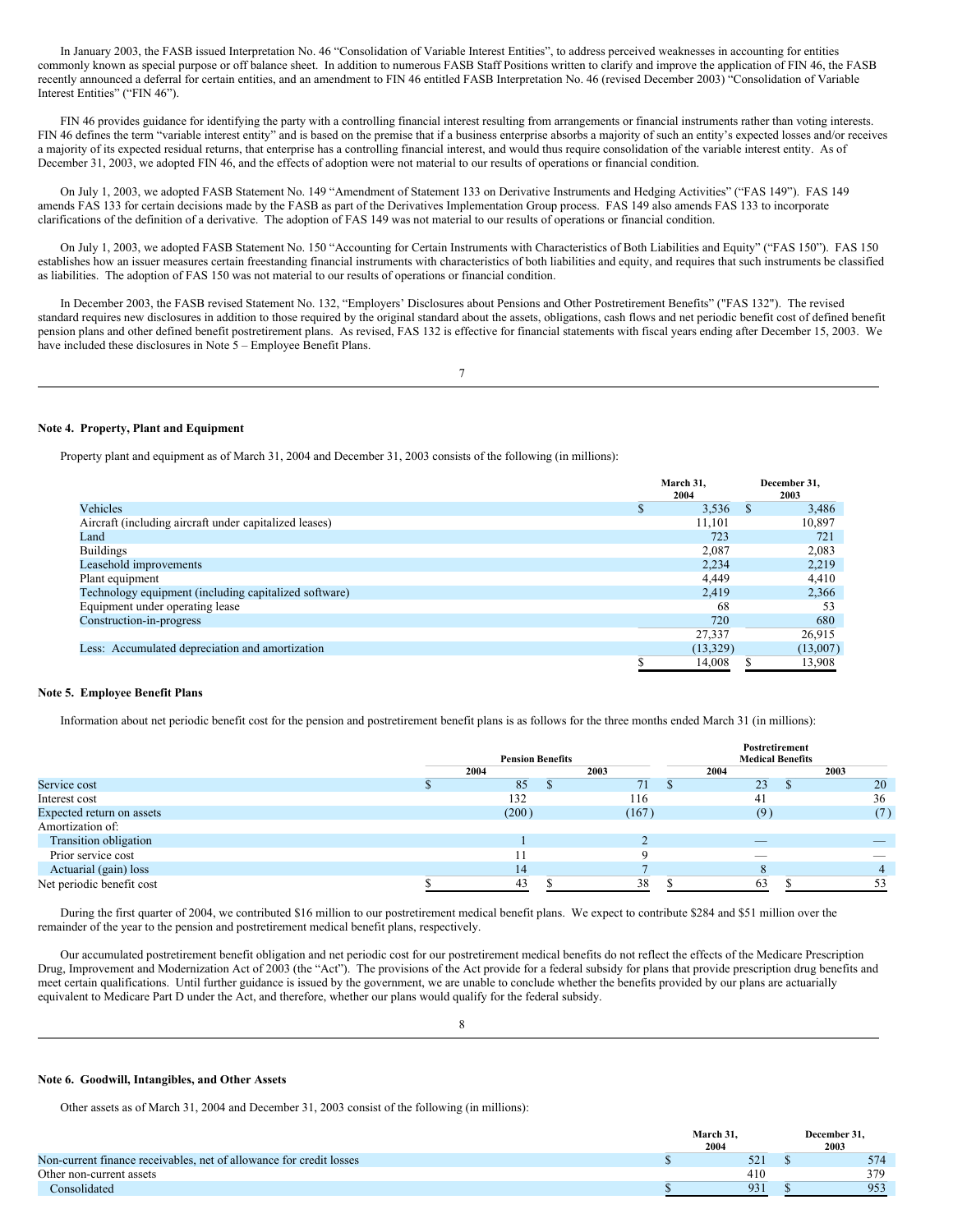In January 2003, the FASB issued Interpretation No. 46 "Consolidation of Variable Interest Entities", to address perceived weaknesses in accounting for entities commonly known as special purpose or off balance sheet. In addition to numerous FASB Staff Positions written to clarify and improve the application of FIN 46, the FASB recently announced a deferral for certain entities, and an amendment to FIN 46 entitled FASB Interpretation No. 46 (revised December 2003) "Consolidation of Variable Interest Entities" ("FIN 46").

FIN 46 provides guidance for identifying the party with a controlling financial interest resulting from arrangements or financial instruments rather than voting interests. FIN 46 defines the term "variable interest entity" and is based on the premise that if a business enterprise absorbs a majority of such an entity's expected losses and/or receives a majority of its expected residual returns, that enterprise has a controlling financial interest, and would thus require consolidation of the variable interest entity. As of December 31, 2003, we adopted FIN 46, and the effects of adoption were not material to our results of operations or financial condition.

On July 1, 2003, we adopted FASB Statement No. 149 "Amendment of Statement 133 on Derivative Instruments and Hedging Activities" ("FAS 149"). FAS 149 amends FAS 133 for certain decisions made by the FASB as part of the Derivatives Implementation Group process. FAS 149 also amends FAS 133 to incorporate clarifications of the definition of a derivative. The adoption of FAS 149 was not material to our results of operations or financial condition.

On July 1, 2003, we adopted FASB Statement No. 150 "Accounting for Certain Instruments with Characteristics of Both Liabilities and Equity" ("FAS 150"). FAS 150 establishes how an issuer measures certain freestanding financial instruments with characteristics of both liabilities and equity, and requires that such instruments be classified as liabilities. The adoption of FAS 150 was not material to our results of operations or financial condition.

In December 2003, the FASB revised Statement No. 132, "Employers' Disclosures about Pensions and Other Postretirement Benefits" ("FAS 132"). The revised standard requires new disclosures in addition to those required by the original standard about the assets, obligations, cash flows and net periodic benefit cost of defined benefit pension plans and other defined benefit postretirement plans. As revised, FAS 132 is effective for financial statements with fiscal years ending after December 15, 2003. We have included these disclosures in Note 5 – Employee Benefit Plans.

**Note 4. Property, Plant and Equipment**

Property plant and equipment as of March 31, 2004 and December 31, 2003 consists of the following (in millions):

| | March 31, 2004 | December 31, 2003 |
|---|---|---|
| Vehicles | $ 3,536 | $ 3,486 |
| Aircraft (including aircraft under capitalized leases) | 11,101 | 10,897 |
| Land | 723 | 721 |
| Buildings | 2,087 | 2,083 |
| Leasehold improvements | 2,234 | 2,219 |
| Plant equipment | 4,449 | 4,410 |
| Technology equipment (including capitalized software) | 2,419 | 2,366 |
| Equipment under operating lease | 68 | 53 |
| Construction-in-progress | 720 | 680 |
| | 27,337 | 26,915 |
| Less: Accumulated depreciation and amortization | (13,329) | (13,007) |
| | $ 14,008 | $ 13,908 |

**Note 5. Employee Benefit Plans**

Information about net periodic benefit cost for the pension and postretirement benefit plans is as follows for the three months ended March 31 (in millions):

| | Pension Benefits | | Postretirement Medical Benefits | |
|---|---|---|---|---|
| | 2004 | 2003 | 2004 | 2003 |
| Service cost | $ 85 | $ 71 | $ 23 | $ 20 |
| Interest cost | 132 | 116 | 41 | 36 |
| Expected return on assets | (200) | (167) | (9) | (7) |
| Amortization of: | | | | |
| Transition obligation | 1 | 2 | — | — |
| Prior service cost | 11 | 9 | — | — |
| Actuarial (gain) loss | 14 | 7 | 8 | 4 |
| Net periodic benefit cost | $ 43 | $ 38 | $ 63 | $ 53 |

During the first quarter of 2004, we contributed $16 million to our postretirement medical benefit plans. We expect to contribute $284 and $51 million over the remainder of the year to the pension and postretirement medical benefit plans, respectively.

Our accumulated postretirement benefit obligation and net periodic cost for our postretirement medical benefits do not reflect the effects of the Medicare Prescription Drug, Improvement and Modernization Act of 2003 (the "Act"). The provisions of the Act provide for a federal subsidy for plans that provide prescription drug benefits and meet certain qualifications. Until further guidance is issued by the government, we are unable to conclude whether the benefits provided by our plans are actuarially equivalent to Medicare Part D under the Act, and therefore, whether our plans would qualify for the federal subsidy.

**Note 6. Goodwill, Intangibles, and Other Assets**

Other assets as of March 31, 2004 and December 31, 2003 consist of the following (in millions):

| | March 31, 2004 | December 31, 2003 |
|---|---|---|
| Non-current finance receivables, net of allowance for credit losses | $ 521 | $ 574 |
| Other non-current assets | 410 | 379 |
| Consolidated | $ 931 | $ 953 |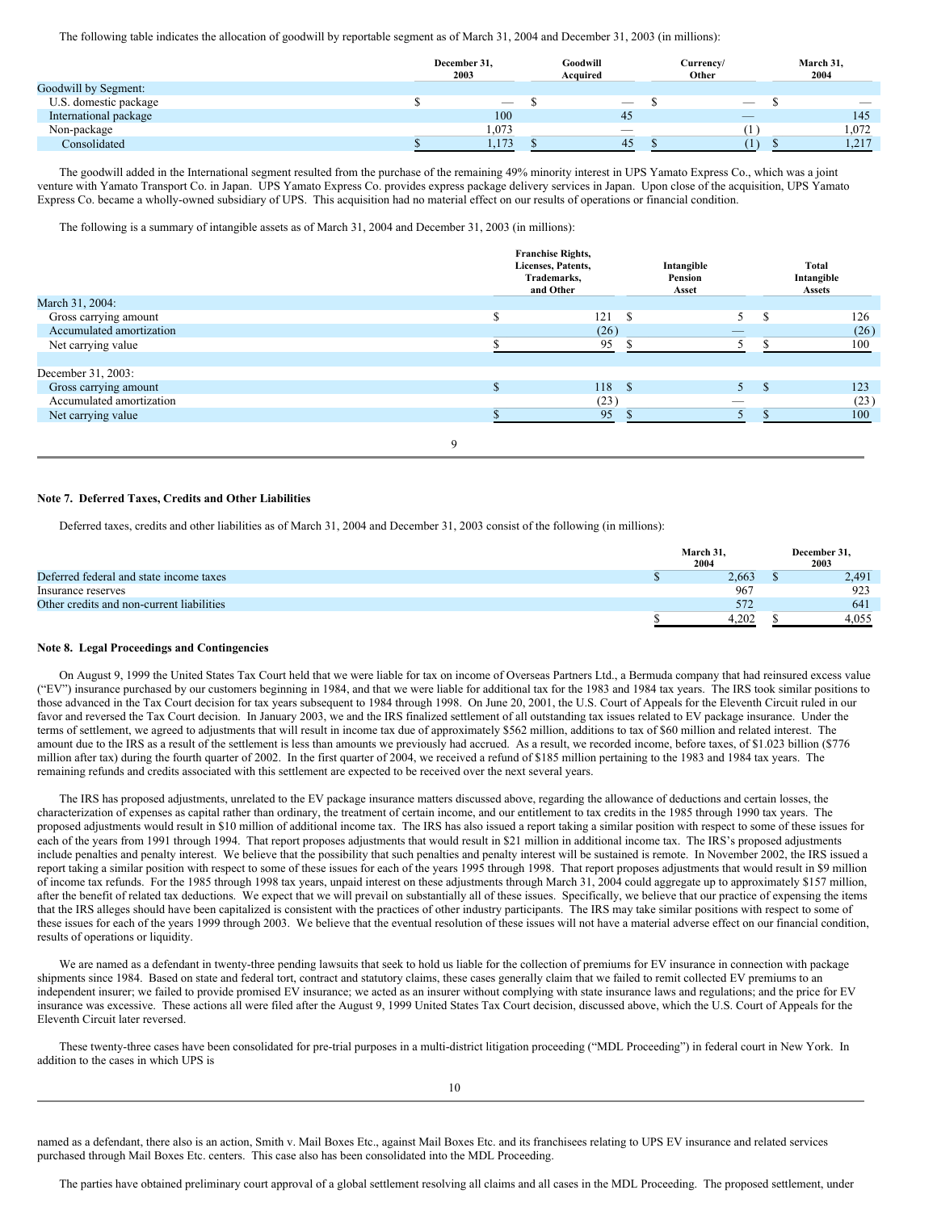The following table indicates the allocation of goodwill by reportable segment as of March 31, 2004 and December 31, 2003 (in millions):

| | December 31, 2003 | Goodwill Acquired | Currency/ Other | March 31, 2004 |
|---|---|---|---|---|
| Goodwill by Segment: | | | | |
| U.S. domestic package | $ — | $ — | $ — | $ — |
| International package | 100 | 45 | — | 145 |
| Non-package | 1,073 | — | (1) | 1,072 |
| Consolidated | $ 1,173 | $ 45 | $ (1) | $ 1,217 |

The goodwill added in the International segment resulted from the purchase of the remaining 49% minority interest in UPS Yamato Express Co., which was a joint venture with Yamato Transport Co. in Japan. UPS Yamato Express Co. provides express package delivery services in Japan. Upon close of the acquisition, UPS Yamato Express Co. became a wholly-owned subsidiary of UPS. This acquisition had no material effect on our results of operations or financial condition.

The following is a summary of intangible assets as of March 31, 2004 and December 31, 2003 (in millions):

| | Franchise Rights, Licenses, Patents, Trademarks, and Other | Intangible Pension Asset | Total Intangible Assets |
|---|---|---|---|
| March 31, 2004: | | | |
| Gross carrying amount | $ 121 | $ 5 | $ 126 |
| Accumulated amortization | (26) | — | (26) |
| Net carrying value | $ 95 | $ 5 | $ 100 |
| | | | |
| December 31, 2003: | | | |
| Gross carrying amount | $ 118 | $ 5 | $ 123 |
| Accumulated amortization | (23) | — | (23) |
| Net carrying value | $ 95 | $ 5 | $ 100 |

**Note 7. Deferred Taxes, Credits and Other Liabilities**

Deferred taxes, credits and other liabilities as of March 31, 2004 and December 31, 2003 consist of the following (in millions):

| | March 31, 2004 | December 31, 2003 |
|---|---|---|
| Deferred federal and state income taxes | $ 2,663 | $ 2,491 |
| Insurance reserves | 967 | 923 |
| Other credits and non-current liabilities | 572 | 641 |
| | $ 4,202 | $ 4,055 |

**Note 8. Legal Proceedings and Contingencies**

On August 9, 1999 the United States Tax Court held that we were liable for tax on income of Overseas Partners Ltd., a Bermuda company that had reinsured excess value ("EV") insurance purchased by our customers beginning in 1984, and that we were liable for additional tax for the 1983 and 1984 tax years. The IRS took similar positions to those advanced in the Tax Court decision for tax years subsequent to 1984 through 1998. On June 20, 2001, the U.S. Court of Appeals for the Eleventh Circuit ruled in our favor and reversed the Tax Court decision. In January 2003, we and the IRS finalized settlement of all outstanding tax issues related to EV package insurance. Under the terms of settlement, we agreed to adjustments that will result in income tax due of approximately $562 million, additions to tax of $60 million and related interest. The amount due to the IRS as a result of the settlement is less than amounts we previously had accrued. As a result, we recorded income, before taxes, of $1.023 billion ($776 million after tax) during the fourth quarter of 2002. In the first quarter of 2004, we received a refund of $185 million pertaining to the 1983 and 1984 tax years. The remaining refunds and credits associated with this settlement are expected to be received over the next several years.

The IRS has proposed adjustments, unrelated to the EV package insurance matters discussed above, regarding the allowance of deductions and certain losses, the characterization of expenses as capital rather than ordinary, the treatment of certain income, and our entitlement to tax credits in the 1985 through 1990 tax years. The proposed adjustments would result in $10 million of additional income tax. The IRS has also issued a report taking a similar position with respect to some of these issues for each of the years from 1991 through 1994. That report proposes adjustments that would result in $21 million in additional income tax. The IRS's proposed adjustments include penalties and penalty interest. We believe that the possibility that such penalties and penalty interest will be sustained is remote. In November 2002, the IRS issued a report taking a similar position with respect to some of these issues for each of the years 1995 through 1998. That report proposes adjustments that would result in $9 million of income tax refunds. For the 1985 through 1998 tax years, unpaid interest on these adjustments through March 31, 2004 could aggregate up to approximately $157 million, after the benefit of related tax deductions. We expect that we will prevail on substantially all of these issues. Specifically, we believe that our practice of expensing the items that the IRS alleges should have been capitalized is consistent with the practices of other industry participants. The IRS may take similar positions with respect to some of these issues for each of the years 1999 through 2003. We believe that the eventual resolution of these issues will not have a material adverse effect on our financial condition, results of operations or liquidity.

We are named as a defendant in twenty-three pending lawsuits that seek to hold us liable for the collection of premiums for EV insurance in connection with package shipments since 1984. Based on state and federal tort, contract and statutory claims, these cases generally claim that we failed to remit collected EV premiums to an independent insurer; we failed to provide promised EV insurance; we acted as an insurer without complying with state insurance laws and regulations; and the price for EV insurance was excessive. These actions all were filed after the August 9, 1999 United States Tax Court decision, discussed above, which the U.S. Court of Appeals for the Eleventh Circuit later reversed.

These twenty-three cases have been consolidated for pre-trial purposes in a multi-district litigation proceeding ("MDL Proceeding") in federal court in New York. In addition to the cases in which UPS is named as a defendant, there also is an action, Smith v. Mail Boxes Etc., against Mail Boxes Etc. and its franchisees relating to UPS EV insurance and related services purchased through Mail Boxes Etc. centers. This case also has been consolidated into the MDL Proceeding.

The parties have obtained preliminary court approval of a global settlement resolving all claims and all cases in the MDL Proceeding. The proposed settlement, under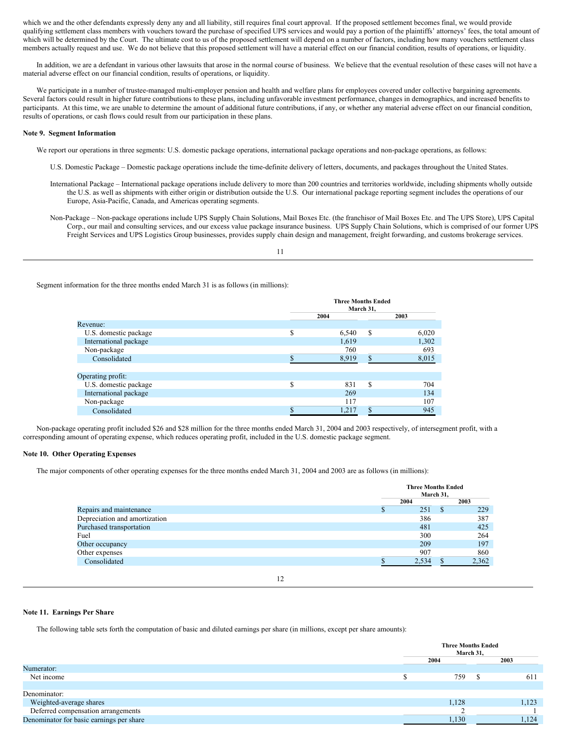which we and the other defendants expressly deny any and all liability, still requires final court approval. If the proposed settlement becomes final, we would provide qualifying settlement class members with vouchers toward the purchase of specified UPS services and would pay a portion of the plaintiffs' attorneys' fees, the total amount of which will be determined by the Court. The ultimate cost to us of the proposed settlement will depend on a number of factors, including how many vouchers settlement class members actually request and use. We do not believe that this proposed settlement will have a material effect on our financial condition, results of operations, or liquidity.

In addition, we are a defendant in various other lawsuits that arose in the normal course of business. We believe that the eventual resolution of these cases will not have a material adverse effect on our financial condition, results of operations, or liquidity.

We participate in a number of trustee-managed multi-employer pension and health and welfare plans for employees covered under collective bargaining agreements. Several factors could result in higher future contributions to these plans, including unfavorable investment performance, changes in demographics, and increased benefits to participants. At this time, we are unable to determine the amount of additional future contributions, if any, or whether any material adverse effect on our financial condition, results of operations, or cash flows could result from our participation in these plans.

**Note 9. Segment Information**

We report our operations in three segments: U.S. domestic package operations, international package operations and non-package operations, as follows:

U.S. Domestic Package – Domestic package operations include the time-definite delivery of letters, documents, and packages throughout the United States.

International Package – International package operations include delivery to more than 200 countries and territories worldwide, including shipments wholly outside the U.S. as well as shipments with either origin or distribution outside the U.S. Our international package reporting segment includes the operations of our Europe, Asia-Pacific, Canada, and Americas operating segments.

Non-Package – Non-package operations include UPS Supply Chain Solutions, Mail Boxes Etc. (the franchisor of Mail Boxes Etc. and The UPS Store), UPS Capital Corp., our mail and consulting services, and our excess value package insurance business. UPS Supply Chain Solutions, which is comprised of our former UPS Freight Services and UPS Logistics Group businesses, provides supply chain design and management, freight forwarding, and customs brokerage services.

Segment information for the three months ended March 31 is as follows (in millions):

| | Three Months Ended March 31, | |
|---|---|---|
| | 2004 | 2003 |
| Revenue: | | |
| U.S. domestic package | $ 6,540 | $ 6,020 |
| International package | 1,619 | 1,302 |
| Non-package | 760 | 693 |
| Consolidated | $ 8,919 | $ 8,015 |
| | | |
| Operating profit: | | |
| U.S. domestic package | $ 831 | $ 704 |
| International package | 269 | 134 |
| Non-package | 117 | 107 |
| Consolidated | $ 1,217 | $ 945 |

Non-package operating profit included $26 and $28 million for the three months ended March 31, 2004 and 2003 respectively, of intersegment profit, with a corresponding amount of operating expense, which reduces operating profit, included in the U.S. domestic package segment.

**Note 10. Other Operating Expenses**

The major components of other operating expenses for the three months ended March 31, 2004 and 2003 are as follows (in millions):

| | Three Months Ended March 31, | |
|---|---|---|
| | 2004 | 2003 |
| Repairs and maintenance | $ 251 | $ 229 |
| Depreciation and amortization | 386 | 387 |
| Purchased transportation | 481 | 425 |
| Fuel | 300 | 264 |
| Other occupancy | 209 | 197 |
| Other expenses | 907 | 860 |
| Consolidated | $ 2,534 | $ 2,362 |

**Note 11. Earnings Per Share**

The following table sets forth the computation of basic and diluted earnings per share (in millions, except per share amounts):

| | Three Months Ended March 31, | |
|---|---|---|
| | 2004 | 2003 |
| Numerator: | | |
| Net income | $ 759 | $ 611 |
| | | |
| Denominator: | | |
| Weighted-average shares | 1,128 | 1,123 |
| Deferred compensation arrangements | 2 | 1 |
| Denominator for basic earnings per share | 1,130 | 1,124 |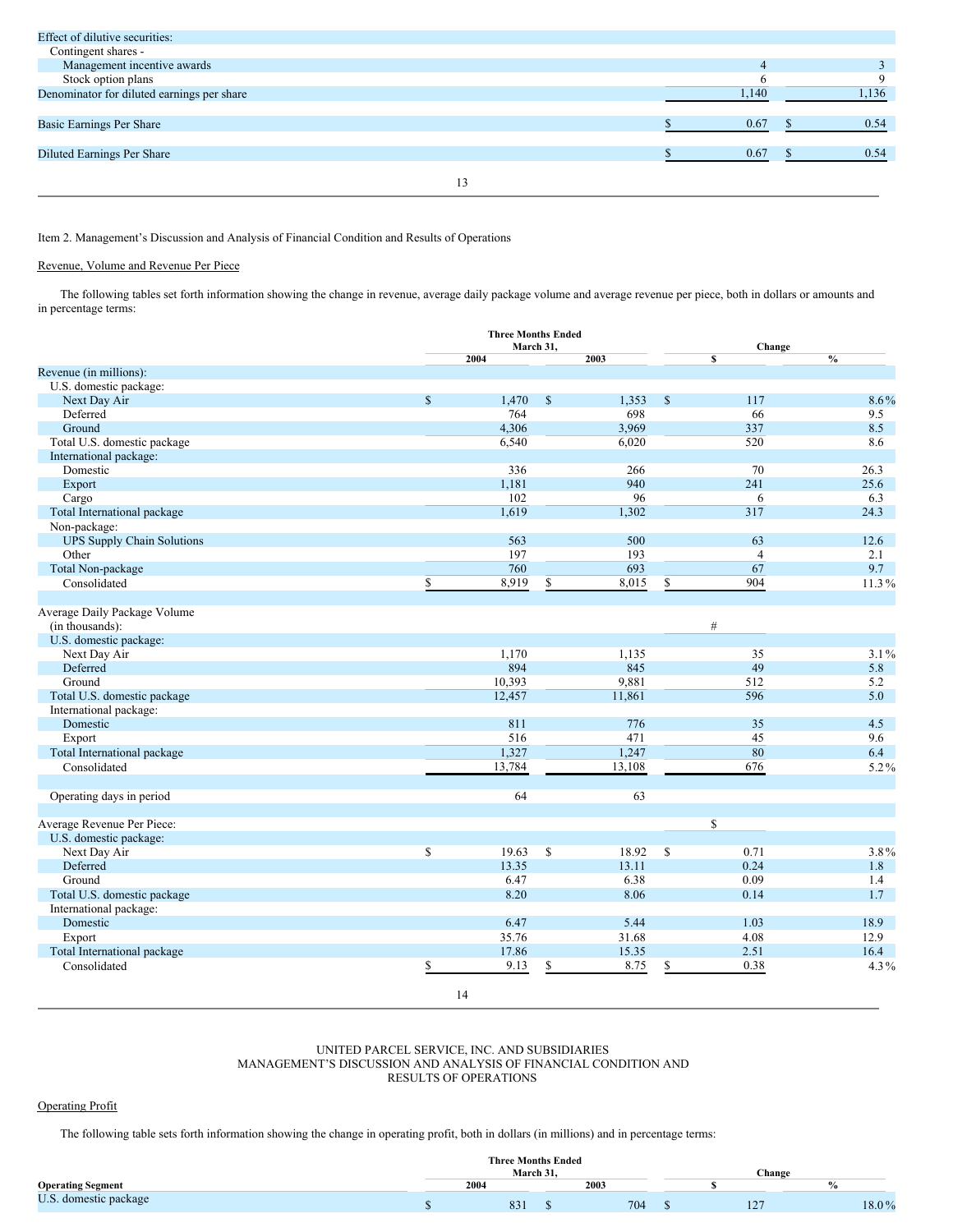| | | |
|---|---|---|
| Effect of dilutive securities: | | |
| Contingent shares - | | |
| Management incentive awards | 4 | 3 |
| Stock option plans | 6 | 9 |
| Denominator for diluted earnings per share | 1,140 | 1,136 |
| Basic Earnings Per Share | $ 0.67 | $ 0.54 |
| Diluted Earnings Per Share | $ 0.67 | $ 0.54 |

Item 2. Management's Discussion and Analysis of Financial Condition and Results of Operations

Revenue, Volume and Revenue Per Piece

The following tables set forth information showing the change in revenue, average daily package volume and average revenue per piece, both in dollars or amounts and in percentage terms:

| | Three Months Ended March 31, | | Change | |
|---|---|---|---|---|
| | 2004 | 2003 | $ | % |
| **Revenue (in millions):** | | | | |
| U.S. domestic package: | | | | |
| Next Day Air | $ 1,470 | $ 1,353 | $ 117 | 8.6% |
| Deferred | 764 | 698 | 66 | 9.5 |
| Ground | 4,306 | 3,969 | 337 | 8.5 |
| Total U.S. domestic package | 6,540 | 6,020 | 520 | 8.6 |
| International package: | | | | |
| Domestic | 336 | 266 | 70 | 26.3 |
| Export | 1,181 | 940 | 241 | 25.6 |
| Cargo | 102 | 96 | 6 | 6.3 |
| Total International package | 1,619 | 1,302 | 317 | 24.3 |
| Non-package: | | | | |
| UPS Supply Chain Solutions | 563 | 500 | 63 | 12.6 |
| Other | 197 | 193 | 4 | 2.1 |
| Total Non-package | 760 | 693 | 67 | 9.7 |
| Consolidated | $ 8,919 | $ 8,015 | $ 904 | 11.3% |
| | | | | |
| **Average Daily Package Volume (in thousands):** | | | # | |
| U.S. domestic package: | | | | |
| Next Day Air | 1,170 | 1,135 | 35 | 3.1% |
| Deferred | 894 | 845 | 49 | 5.8 |
| Ground | 10,393 | 9,881 | 512 | 5.2 |
| Total U.S. domestic package | 12,457 | 11,861 | 596 | 5.0 |
| International package: | | | | |
| Domestic | 811 | 776 | 35 | 4.5 |
| Export | 516 | 471 | 45 | 9.6 |
| Total International package | 1,327 | 1,247 | 80 | 6.4 |
| Consolidated | 13,784 | 13,108 | 676 | 5.2% |
| | | | | |
| Operating days in period | 64 | 63 | | |
| | | | | |
| **Average Revenue Per Piece:** | | | $ | |
| U.S. domestic package: | | | | |
| Next Day Air | $ 19.63 | $ 18.92 | $ 0.71 | 3.8% |
| Deferred | 13.35 | 13.11 | 0.24 | 1.8 |
| Ground | 6.47 | 6.38 | 0.09 | 1.4 |
| Total U.S. domestic package | 8.20 | 8.06 | 0.14 | 1.7 |
| International package: | | | | |
| Domestic | 6.47 | 5.44 | 1.03 | 18.9 |
| Export | 35.76 | 31.68 | 4.08 | 12.9 |
| Total International package | 17.86 | 15.35 | 2.51 | 16.4 |
| Consolidated | $ 9.13 | $ 8.75 | $ 0.38 | 4.3% |

UNITED PARCEL SERVICE, INC. AND SUBSIDIARIES
MANAGEMENT'S DISCUSSION AND ANALYSIS OF FINANCIAL CONDITION AND RESULTS OF OPERATIONS

Operating Profit

The following table sets forth information showing the change in operating profit, both in dollars (in millions) and in percentage terms:

| **Operating Segment** | Three Months Ended March 31, 2004 | 2003 | Change $ | % |
|---|---|---|---|---|
| U.S. domestic package | $ 831 | $ 704 | $ 127 | 18.0% |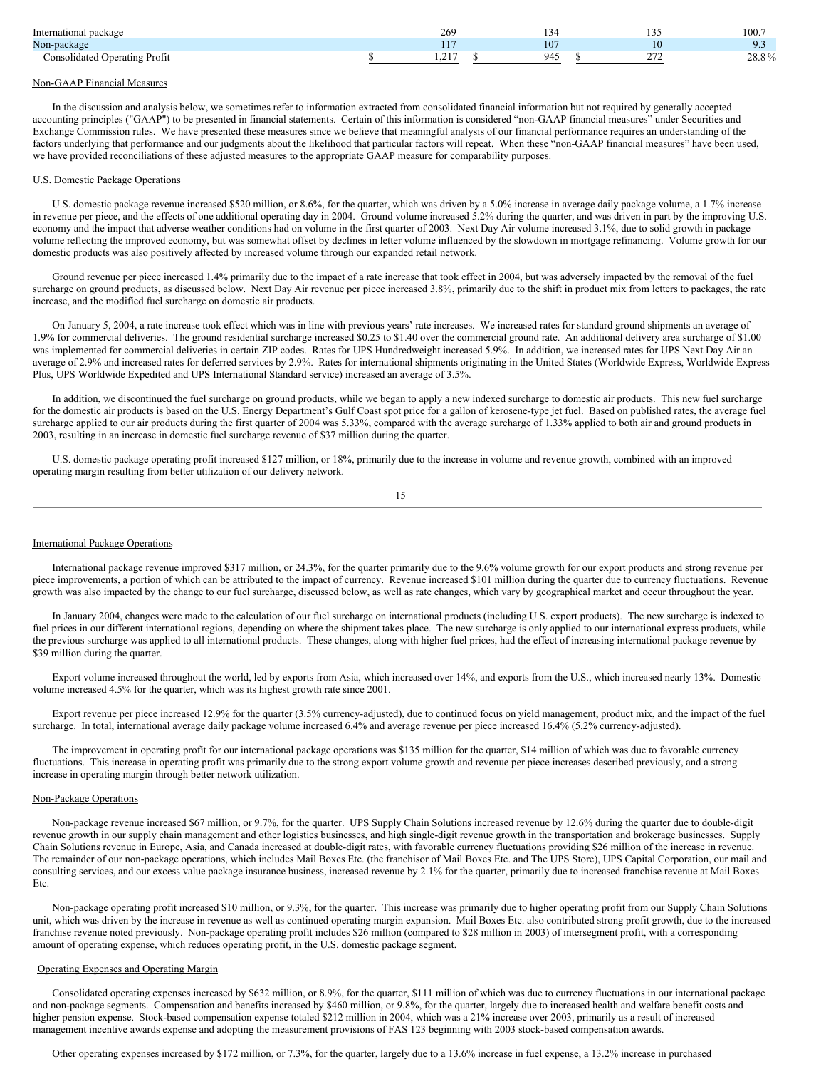| | | | | |
|---|---|---|---|---|
| International package | 269 | 134 | 135 | 100.7 |
| Non-package | 117 | 107 | 10 | 9.3 |
| Consolidated Operating Profit | $ 1,217 | $ 945 | $ 272 | 28.8 % |

Non-GAAP Financial Measures

In the discussion and analysis below, we sometimes refer to information extracted from consolidated financial information but not required by generally accepted accounting principles ("GAAP") to be presented in financial statements. Certain of this information is considered "non-GAAP financial measures" under Securities and Exchange Commission rules. We have presented these measures since we believe that meaningful analysis of our financial performance requires an understanding of the factors underlying that performance and our judgments about the likelihood that particular factors will repeat. When these "non-GAAP financial measures" have been used, we have provided reconciliations of these adjusted measures to the appropriate GAAP measure for comparability purposes.

U.S. Domestic Package Operations

U.S. domestic package revenue increased $520 million, or 8.6%, for the quarter, which was driven by a 5.0% increase in average daily package volume, a 1.7% increase in revenue per piece, and the effects of one additional operating day in 2004. Ground volume increased 5.2% during the quarter, and was driven in part by the improving U.S. economy and the impact that adverse weather conditions had on volume in the first quarter of 2003. Next Day Air volume increased 3.1%, due to solid growth in package volume reflecting the improved economy, but was somewhat offset by declines in letter volume influenced by the slowdown in mortgage refinancing. Volume growth for our domestic products was also positively affected by increased volume through our expanded retail network.

Ground revenue per piece increased 1.4% primarily due to the impact of a rate increase that took effect in 2004, but was adversely impacted by the removal of the fuel surcharge on ground products, as discussed below. Next Day Air revenue per piece increased 3.8%, primarily due to the shift in product mix from letters to packages, the rate increase, and the modified fuel surcharge on domestic air products.

On January 5, 2004, a rate increase took effect which was in line with previous years' rate increases. We increased rates for standard ground shipments an average of 1.9% for commercial deliveries. The ground residential surcharge increased $0.25 to $1.40 over the commercial ground rate. An additional delivery area surcharge of $1.00 was implemented for commercial deliveries in certain ZIP codes. Rates for UPS Hundredweight increased 5.9%. In addition, we increased rates for UPS Next Day Air an average of 2.9% and increased rates for deferred services by 2.9%. Rates for international shipments originating in the United States (Worldwide Express, Worldwide Express Plus, UPS Worldwide Expedited and UPS International Standard service) increased an average of 3.5%.

In addition, we discontinued the fuel surcharge on ground products, while we began to apply a new indexed surcharge to domestic air products. This new fuel surcharge for the domestic air products is based on the U.S. Energy Department's Gulf Coast spot price for a gallon of kerosene-type jet fuel. Based on published rates, the average fuel surcharge applied to our air products during the first quarter of 2004 was 5.33%, compared with the average surcharge of 1.33% applied to both air and ground products in 2003, resulting in an increase in domestic fuel surcharge revenue of $37 million during the quarter.

U.S. domestic package operating profit increased $127 million, or 18%, primarily due to the increase in volume and revenue growth, combined with an improved operating margin resulting from better utilization of our delivery network.

International Package Operations

International package revenue improved $317 million, or 24.3%, for the quarter primarily due to the 9.6% volume growth for our export products and strong revenue per piece improvements, a portion of which can be attributed to the impact of currency. Revenue increased $101 million during the quarter due to currency fluctuations. Revenue growth was also impacted by the change to our fuel surcharge, discussed below, as well as rate changes, which vary by geographical market and occur throughout the year.

In January 2004, changes were made to the calculation of our fuel surcharge on international products (including U.S. export products). The new surcharge is indexed to fuel prices in our different international regions, depending on where the shipment takes place. The new surcharge is only applied to our international express products, while the previous surcharge was applied to all international products. These changes, along with higher fuel prices, had the effect of increasing international package revenue by $39 million during the quarter.

Export volume increased throughout the world, led by exports from Asia, which increased over 14%, and exports from the U.S., which increased nearly 13%. Domestic volume increased 4.5% for the quarter, which was its highest growth rate since 2001.

Export revenue per piece increased 12.9% for the quarter (3.5% currency-adjusted), due to continued focus on yield management, product mix, and the impact of the fuel surcharge. In total, international average daily package volume increased 6.4% and average revenue per piece increased 16.4% (5.2% currency-adjusted).

The improvement in operating profit for our international package operations was $135 million for the quarter, $14 million of which was due to favorable currency fluctuations. This increase in operating profit was primarily due to the strong export volume growth and revenue per piece increases described previously, and a strong increase in operating margin through better network utilization.

Non-Package Operations

Non-package revenue increased $67 million, or 9.7%, for the quarter. UPS Supply Chain Solutions increased revenue by 12.6% during the quarter due to double-digit revenue growth in our supply chain management and other logistics businesses, and high single-digit revenue growth in the transportation and brokerage businesses. Supply Chain Solutions revenue in Europe, Asia, and Canada increased at double-digit rates, with favorable currency fluctuations providing $26 million of the increase in revenue. The remainder of our non-package operations, which includes Mail Boxes Etc. (the franchisor of Mail Boxes Etc. and The UPS Store), UPS Capital Corporation, our mail and consulting services, and our excess value package insurance business, increased revenue by 2.1% for the quarter, primarily due to increased franchise revenue at Mail Boxes Etc.

Non-package operating profit increased $10 million, or 9.3%, for the quarter. This increase was primarily due to higher operating profit from our Supply Chain Solutions unit, which was driven by the increase in revenue as well as continued operating margin expansion. Mail Boxes Etc. also contributed strong profit growth, due to the increased franchise revenue noted previously. Non-package operating profit includes $26 million (compared to $28 million in 2003) of intersegment profit, with a corresponding amount of operating expense, which reduces operating profit, in the U.S. domestic package segment.

Operating Expenses and Operating Margin

Consolidated operating expenses increased by $632 million, or 8.9%, for the quarter, $111 million of which was due to currency fluctuations in our international package and non-package segments. Compensation and benefits increased by $460 million, or 9.8%, for the quarter, largely due to increased health and welfare benefit costs and higher pension expense. Stock-based compensation expense totaled $212 million in 2004, which was a 21% increase over 2003, primarily as a result of increased management incentive awards expense and adopting the measurement provisions of FAS 123 beginning with 2003 stock-based compensation awards.

Other operating expenses increased by $172 million, or 7.3%, for the quarter, largely due to a 13.6% increase in fuel expense, a 13.2% increase in purchased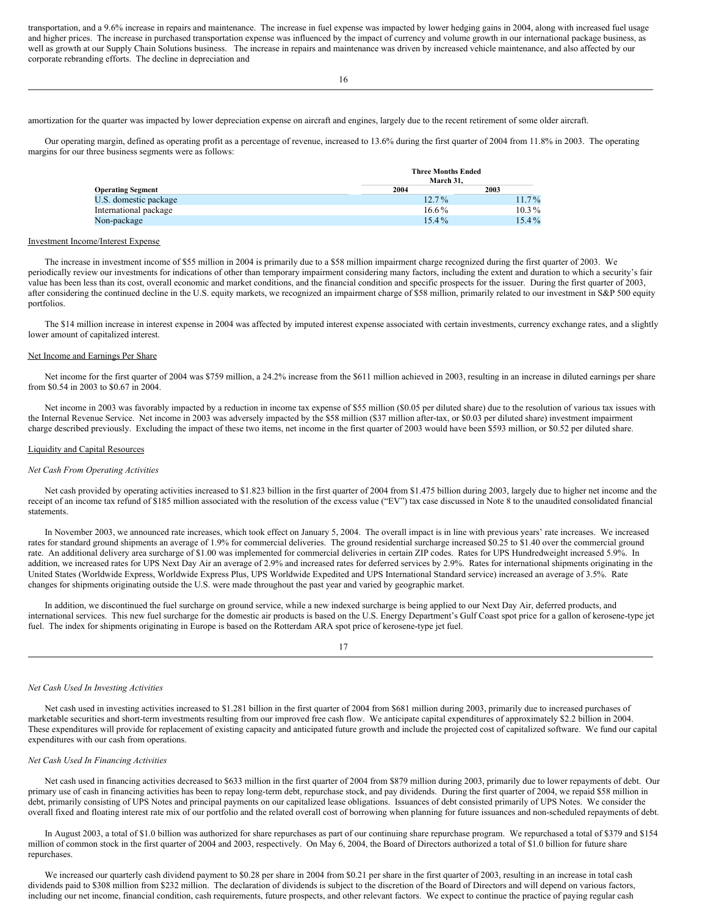transportation, and a 9.6% increase in repairs and maintenance. The increase in fuel expense was impacted by lower hedging gains in 2004, along with increased fuel usage and higher prices. The increase in purchased transportation expense was influenced by the impact of currency and volume growth in our international package business, as well as growth at our Supply Chain Solutions business. The increase in repairs and maintenance was driven by increased vehicle maintenance, and also affected by our corporate rebranding efforts. The decline in depreciation and amortization for the quarter was impacted by lower depreciation expense on aircraft and engines, largely due to the recent retirement of some older aircraft.

Our operating margin, defined as operating profit as a percentage of revenue, increased to 13.6% during the first quarter of 2004 from 11.8% in 2003. The operating margins for our three business segments were as follows:

| | Three Months Ended March 31, | |
|---|---|---|
| **Operating Segment** | **2004** | **2003** |
| U.S. domestic package | 12.7% | 11.7% |
| International package | 16.6% | 10.3% |
| Non-package | 15.4% | 15.4% |

Investment Income/Interest Expense

The increase in investment income of $55 million in 2004 is primarily due to a $58 million impairment charge recognized during the first quarter of 2003. We periodically review our investments for indications of other than temporary impairment considering many factors, including the extent and duration to which a security's fair value has been less than its cost, overall economic and market conditions, and the financial condition and specific prospects for the issuer. During the first quarter of 2003, after considering the continued decline in the U.S. equity markets, we recognized an impairment charge of $58 million, primarily related to our investment in S&P 500 equity portfolios.

The $14 million increase in interest expense in 2004 was affected by imputed interest expense associated with certain investments, currency exchange rates, and a slightly lower amount of capitalized interest.

Net Income and Earnings Per Share

Net income for the first quarter of 2004 was $759 million, a 24.2% increase from the $611 million achieved in 2003, resulting in an increase in diluted earnings per share from $0.54 in 2003 to $0.67 in 2004.

Net income in 2003 was favorably impacted by a reduction in income tax expense of $55 million ($0.05 per diluted share) due to the resolution of various tax issues with the Internal Revenue Service. Net income in 2003 was adversely impacted by the $58 million ($37 million after-tax, or $0.03 per diluted share) investment impairment charge described previously. Excluding the impact of these two items, net income in the first quarter of 2003 would have been $593 million, or $0.52 per diluted share.

Liquidity and Capital Resources

*Net Cash From Operating Activities*

Net cash provided by operating activities increased to $1.823 billion in the first quarter of 2004 from $1.475 billion during 2003, largely due to higher net income and the receipt of an income tax refund of $185 million associated with the resolution of the excess value ("EV") tax case discussed in Note 8 to the unaudited consolidated financial statements.

In November 2003, we announced rate increases, which took effect on January 5, 2004. The overall impact is in line with previous years' rate increases. We increased rates for standard ground shipments an average of 1.9% for commercial deliveries. The ground residential surcharge increased $0.25 to $1.40 over the commercial ground rate. An additional delivery area surcharge of $1.00 was implemented for commercial deliveries in certain ZIP codes. Rates for UPS Hundredweight increased 5.9%. In addition, we increased rates for UPS Next Day Air an average of 2.9% and increased rates for deferred services by 2.9%. Rates for international shipments originating in the United States (Worldwide Express, Worldwide Express Plus, UPS Worldwide Expedited and UPS International Standard service) increased an average of 3.5%. Rate changes for shipments originating outside the U.S. were made throughout the past year and varied by geographic market.

In addition, we discontinued the fuel surcharge on ground service, while a new indexed surcharge is being applied to our Next Day Air, deferred products, and international services. This new fuel surcharge for the domestic air products is based on the U.S. Energy Department's Gulf Coast spot price for a gallon of kerosene-type jet fuel. The index for shipments originating in Europe is based on the Rotterdam ARA spot price of kerosene-type jet fuel.

*Net Cash Used In Investing Activities*

Net cash used in investing activities increased to $1.281 billion in the first quarter of 2004 from $681 million during 2003, primarily due to increased purchases of marketable securities and short-term investments resulting from our improved free cash flow. We anticipate capital expenditures of approximately $2.2 billion in 2004. These expenditures will provide for replacement of existing capacity and anticipated future growth and include the projected cost of capitalized software. We fund our capital expenditures with our cash from operations.

*Net Cash Used In Financing Activities*

Net cash used in financing activities decreased to $633 million in the first quarter of 2004 from $879 million during 2003, primarily due to lower repayments of debt. Our primary use of cash in financing activities has been to repay long-term debt, repurchase stock, and pay dividends. During the first quarter of 2004, we repaid $58 million in debt, primarily consisting of UPS Notes and principal payments on our capitalized lease obligations. Issuances of debt consisted primarily of UPS Notes. We consider the overall fixed and floating interest rate mix of our portfolio and the related overall cost of borrowing when planning for future issuances and non-scheduled repayments of debt.

In August 2003, a total of $1.0 billion was authorized for share repurchases as part of our continuing share repurchase program. We repurchased a total of $379 and $154 million of common stock in the first quarter of 2004 and 2003, respectively. On May 6, 2004, the Board of Directors authorized a total of $1.0 billion for future share repurchases.

We increased our quarterly cash dividend payment to $0.28 per share in 2004 from $0.21 per share in the first quarter of 2003, resulting in an increase in total cash dividends paid to $308 million from $232 million. The declaration of dividends is subject to the discretion of the Board of Directors and will depend on various factors, including our net income, financial condition, cash requirements, future prospects, and other relevant factors. We expect to continue the practice of paying regular cash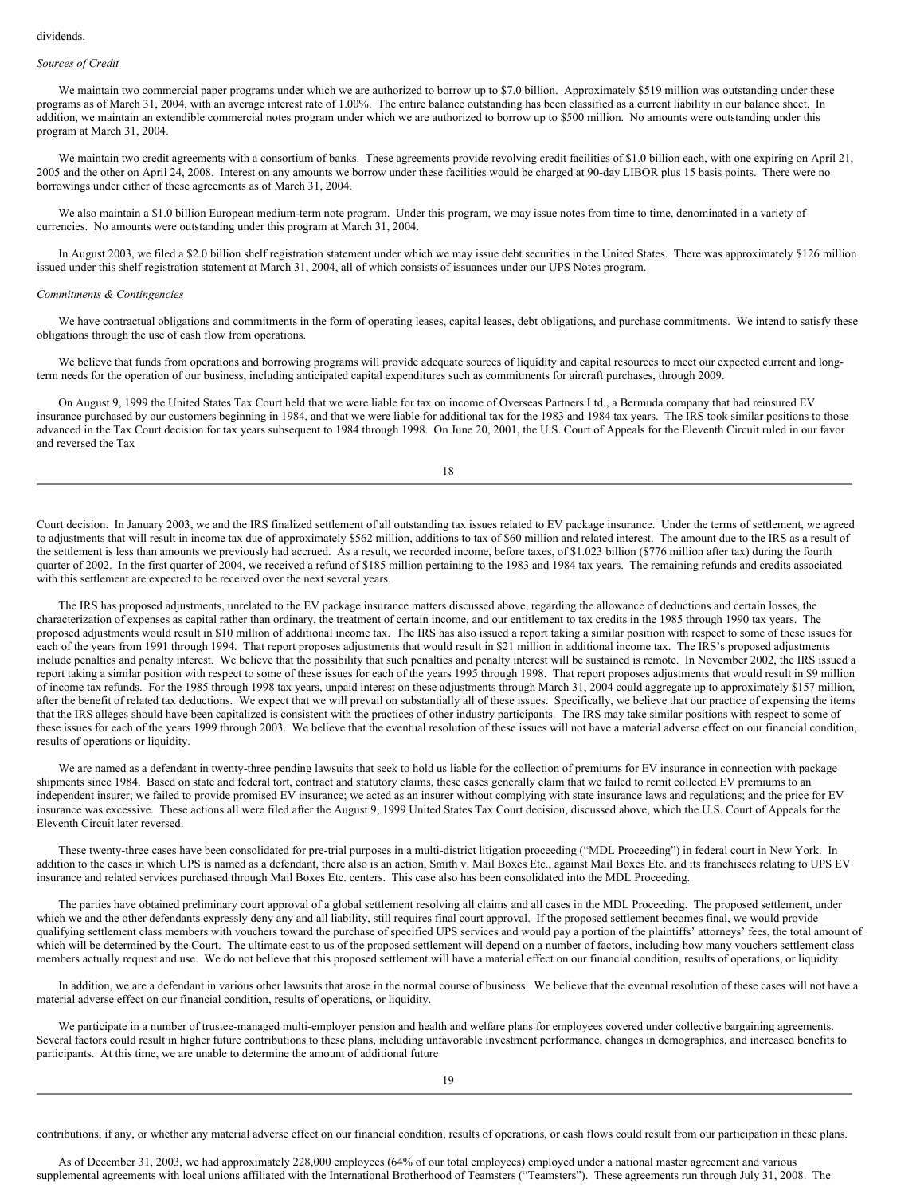dividends.

*Sources of Credit*

We maintain two commercial paper programs under which we are authorized to borrow up to $7.0 billion. Approximately $519 million was outstanding under these programs as of March 31, 2004, with an average interest rate of 1.00%. The entire balance outstanding has been classified as a current liability in our balance sheet. In addition, we maintain an extendible commercial notes program under which we are authorized to borrow up to $500 million. No amounts were outstanding under this program at March 31, 2004.

We maintain two credit agreements with a consortium of banks. These agreements provide revolving credit facilities of $1.0 billion each, with one expiring on April 21, 2005 and the other on April 24, 2008. Interest on any amounts we borrow under these facilities would be charged at 90-day LIBOR plus 15 basis points. There were no borrowings under either of these agreements as of March 31, 2004.

We also maintain a $1.0 billion European medium-term note program. Under this program, we may issue notes from time to time, denominated in a variety of currencies. No amounts were outstanding under this program at March 31, 2004.

In August 2003, we filed a $2.0 billion shelf registration statement under which we may issue debt securities in the United States. There was approximately $126 million issued under this shelf registration statement at March 31, 2004, all of which consists of issuances under our UPS Notes program.

*Commitments & Contingencies*

We have contractual obligations and commitments in the form of operating leases, capital leases, debt obligations, and purchase commitments. We intend to satisfy these obligations through the use of cash flow from operations.

We believe that funds from operations and borrowing programs will provide adequate sources of liquidity and capital resources to meet our expected current and long-term needs for the operation of our business, including anticipated capital expenditures such as commitments for aircraft purchases, through 2009.

On August 9, 1999 the United States Tax Court held that we were liable for tax on income of Overseas Partners Ltd., a Bermuda company that had reinsured EV insurance purchased by our customers beginning in 1984, and that we were liable for additional tax for the 1983 and 1984 tax years. The IRS took similar positions to those advanced in the Tax Court decision for tax years subsequent to 1984 through 1998. On June 20, 2001, the U.S. Court of Appeals for the Eleventh Circuit ruled in our favor and reversed the Tax Court decision. In January 2003, we and the IRS finalized settlement of all outstanding tax issues related to EV package insurance. Under the terms of settlement, we agreed to adjustments that will result in income tax due of approximately $562 million, additions to tax of $60 million and related interest. The amount due to the IRS as a result of the settlement is less than amounts we previously had accrued. As a result, we recorded income, before taxes, of $1.023 billion ($776 million after tax) during the fourth quarter of 2002. In the first quarter of 2004, we received a refund of $185 million pertaining to the 1983 and 1984 tax years. The remaining refunds and credits associated with this settlement are expected to be received over the next several years.

The IRS has proposed adjustments, unrelated to the EV package insurance matters discussed above, regarding the allowance of deductions and certain losses, the characterization of expenses as capital rather than ordinary, the treatment of certain income, and our entitlement to tax credits in the 1985 through 1990 tax years. The proposed adjustments would result in $10 million of additional income tax. The IRS has also issued a report taking a similar position with respect to some of these issues for each of the years from 1991 through 1994. That report proposes adjustments that would result in $21 million in additional income tax. The IRS's proposed adjustments include penalties and penalty interest. We believe that the possibility that such penalties and penalty interest will be sustained is remote. In November 2002, the IRS issued a report taking a similar position with respect to some of these issues for each of the years 1995 through 1998. That report proposes adjustments that would result in $9 million of income tax refunds. For the 1985 through 1998 tax years, unpaid interest on these adjustments through March 31, 2004 could aggregate up to approximately $157 million, after the benefit of related tax deductions. We expect that we will prevail on substantially all of these issues. Specifically, we believe that our practice of expensing the items that the IRS alleges should have been capitalized is consistent with the practices of other industry participants. The IRS may take similar positions with respect to some of these issues for each of the years 1999 through 2003. We believe that the eventual resolution of these issues will not have a material adverse effect on our financial condition, results of operations or liquidity.

We are named as a defendant in twenty-three pending lawsuits that seek to hold us liable for the collection of premiums for EV insurance in connection with package shipments since 1984. Based on state and federal tort, contract and statutory claims, these cases generally claim that we failed to remit collected EV premiums to an independent insurer; we failed to provide promised EV insurance; we acted as an insurer without complying with state insurance laws and regulations; and the price for EV insurance was excessive. These actions all were filed after the August 9, 1999 United States Tax Court decision, discussed above, which the U.S. Court of Appeals for the Eleventh Circuit later reversed.

These twenty-three cases have been consolidated for pre-trial purposes in a multi-district litigation proceeding ("MDL Proceeding") in federal court in New York. In addition to the cases in which UPS is named as a defendant, there also is an action, Smith v. Mail Boxes Etc., against Mail Boxes Etc. and its franchisees relating to UPS EV insurance and related services purchased through Mail Boxes Etc. centers. This case also has been consolidated into the MDL Proceeding.

The parties have obtained preliminary court approval of a global settlement resolving all claims and all cases in the MDL Proceeding. The proposed settlement, under which we and the other defendants expressly deny any and all liability, still requires final court approval. If the proposed settlement becomes final, we would provide qualifying settlement class members with vouchers toward the purchase of specified UPS services and would pay a portion of the plaintiffs' attorneys' fees, the total amount of which will be determined by the Court. The ultimate cost to us of the proposed settlement will depend on a number of factors, including how many vouchers settlement class members actually request and use. We do not believe that this proposed settlement will have a material effect on our financial condition, results of operations, or liquidity.

In addition, we are a defendant in various other lawsuits that arose in the normal course of business. We believe that the eventual resolution of these cases will not have a material adverse effect on our financial condition, results of operations, or liquidity.

We participate in a number of trustee-managed multi-employer pension and health and welfare plans for employees covered under collective bargaining agreements. Several factors could result in higher future contributions to these plans, including unfavorable investment performance, changes in demographics, and increased benefits to participants. At this time, we are unable to determine the amount of additional future contributions, if any, or whether any material adverse effect on our financial condition, results of operations, or cash flows could result from our participation in these plans.

As of December 31, 2003, we had approximately 228,000 employees (64% of our total employees) employed under a national master agreement and various supplemental agreements with local unions affiliated with the International Brotherhood of Teamsters ("Teamsters"). These agreements run through July 31, 2008. The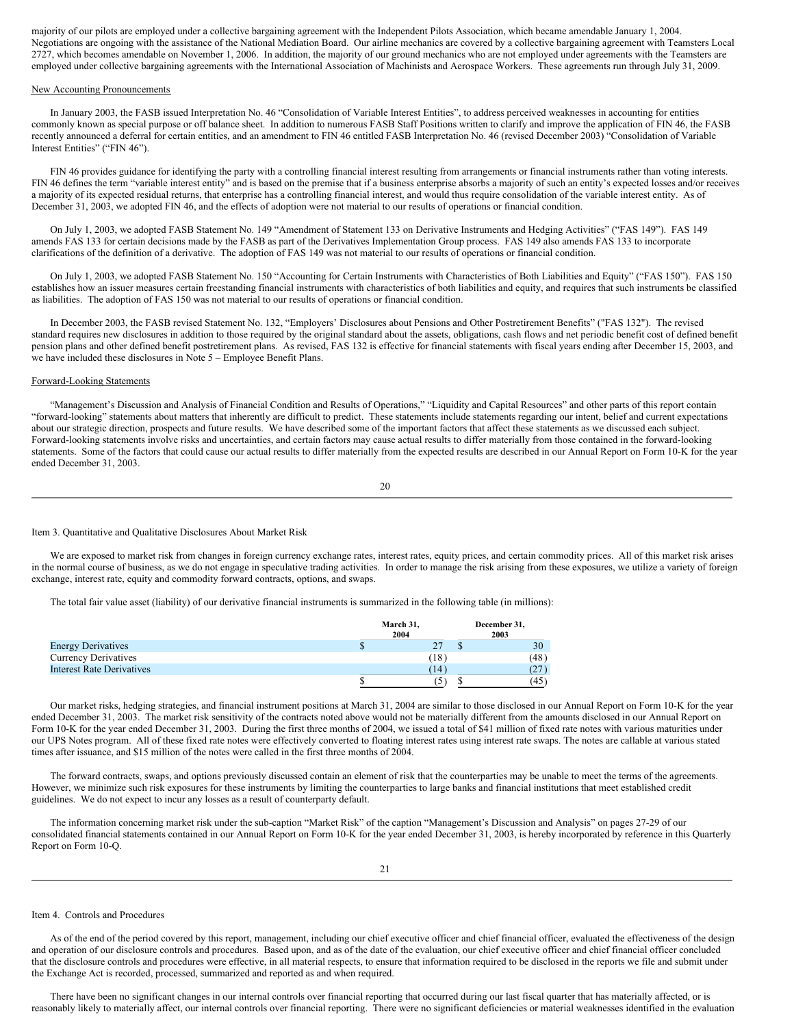majority of our pilots are employed under a collective bargaining agreement with the Independent Pilots Association, which became amendable January 1, 2004. Negotiations are ongoing with the assistance of the National Mediation Board. Our airline mechanics are covered by a collective bargaining agreement with Teamsters Local 2727, which becomes amendable on November 1, 2006. In addition, the majority of our ground mechanics who are not employed under agreements with the Teamsters are employed under collective bargaining agreements with the International Association of Machinists and Aerospace Workers. These agreements run through July 31, 2009.

New Accounting Pronouncements

In January 2003, the FASB issued Interpretation No. 46 "Consolidation of Variable Interest Entities", to address perceived weaknesses in accounting for entities commonly known as special purpose or off balance sheet. In addition to numerous FASB Staff Positions written to clarify and improve the application of FIN 46, the FASB recently announced a deferral for certain entities, and an amendment to FIN 46 entitled FASB Interpretation No. 46 (revised December 2003) "Consolidation of Variable Interest Entities" ("FIN 46").

FIN 46 provides guidance for identifying the party with a controlling financial interest resulting from arrangements or financial instruments rather than voting interests. FIN 46 defines the term "variable interest entity" and is based on the premise that if a business enterprise absorbs a majority of such an entity's expected losses and/or receives a majority of its expected residual returns, that enterprise has a controlling financial interest, and would thus require consolidation of the variable interest entity. As of December 31, 2003, we adopted FIN 46, and the effects of adoption were not material to our results of operations or financial condition.

On July 1, 2003, we adopted FASB Statement No. 149 "Amendment of Statement 133 on Derivative Instruments and Hedging Activities" ("FAS 149"). FAS 149 amends FAS 133 for certain decisions made by the FASB as part of the Derivatives Implementation Group process. FAS 149 also amends FAS 133 to incorporate clarifications of the definition of a derivative. The adoption of FAS 149 was not material to our results of operations or financial condition.

On July 1, 2003, we adopted FASB Statement No. 150 "Accounting for Certain Instruments with Characteristics of Both Liabilities and Equity" ("FAS 150"). FAS 150 establishes how an issuer measures certain freestanding financial instruments with characteristics of both liabilities and equity, and requires that such instruments be classified as liabilities. The adoption of FAS 150 was not material to our results of operations or financial condition.

In December 2003, the FASB revised Statement No. 132, "Employers' Disclosures about Pensions and Other Postretirement Benefits" ("FAS 132"). The revised standard requires new disclosures in addition to those required by the original standard about the assets, obligations, cash flows and net periodic benefit cost of defined benefit pension plans and other defined benefit postretirement plans. As revised, FAS 132 is effective for financial statements with fiscal years ending after December 15, 2003, and we have included these disclosures in Note 5 – Employee Benefit Plans.

Forward-Looking Statements

"Management's Discussion and Analysis of Financial Condition and Results of Operations," "Liquidity and Capital Resources" and other parts of this report contain "forward-looking" statements about matters that inherently are difficult to predict. These statements include statements regarding our intent, belief and current expectations about our strategic direction, prospects and future results. We have described some of the important factors that affect these statements as we discussed each subject. Forward-looking statements involve risks and uncertainties, and certain factors may cause actual results to differ materially from those contained in the forward-looking statements. Some of the factors that could cause our actual results to differ materially from the expected results are described in our Annual Report on Form 10-K for the year ended December 31, 2003.

## Item 3. Quantitative and Qualitative Disclosures About Market Risk

We are exposed to market risk from changes in foreign currency exchange rates, interest rates, equity prices, and certain commodity prices. All of this market risk arises in the normal course of business, as we do not engage in speculative trading activities. In order to manage the risk arising from these exposures, we utilize a variety of foreign exchange, interest rate, equity and commodity forward contracts, options, and swaps.

The total fair value asset (liability) of our derivative financial instruments is summarized in the following table (in millions):

| | March 31, 2004 | December 31, 2003 |
|---|---|---|
| Energy Derivatives | $ 27 | $ 30 |
| Currency Derivatives | (18) | (48) |
| Interest Rate Derivatives | (14) | (27) |
| | $ (5) | $ (45) |

Our market risks, hedging strategies, and financial instrument positions at March 31, 2004 are similar to those disclosed in our Annual Report on Form 10-K for the year ended December 31, 2003. The market risk sensitivity of the contracts noted above would not be materially different from the amounts disclosed in our Annual Report on Form 10-K for the year ended December 31, 2003. During the first three months of 2004, we issued a total of $41 million of fixed rate notes with various maturities under our UPS Notes program. All of these fixed rate notes were effectively converted to floating interest rates using interest rate swaps. The notes are callable at various stated times after issuance, and $15 million of the notes were called in the first three months of 2004.

The forward contracts, swaps, and options previously discussed contain an element of risk that the counterparties may be unable to meet the terms of the agreements. However, we minimize such risk exposures for these instruments by limiting the counterparties to large banks and financial institutions that meet established credit guidelines. We do not expect to incur any losses as a result of counterparty default.

The information concerning market risk under the sub-caption "Market Risk" of the caption "Management's Discussion and Analysis" on pages 27-29 of our consolidated financial statements contained in our Annual Report on Form 10-K for the year ended December 31, 2003, is hereby incorporated by reference in this Quarterly Report on Form 10-Q.

## Item 4. Controls and Procedures

As of the end of the period covered by this report, management, including our chief executive officer and chief financial officer, evaluated the effectiveness of the design and operation of our disclosure controls and procedures. Based upon, and as of the date of the evaluation, our chief executive officer and chief financial officer concluded that the disclosure controls and procedures were effective, in all material respects, to ensure that information required to be disclosed in the reports we file and submit under the Exchange Act is recorded, processed, summarized and reported as and when required.

There have been no significant changes in our internal controls over financial reporting that occurred during our last fiscal quarter that has materially affected, or is reasonably likely to materially affect, our internal controls over financial reporting. There were no significant deficiencies or material weaknesses identified in the evaluation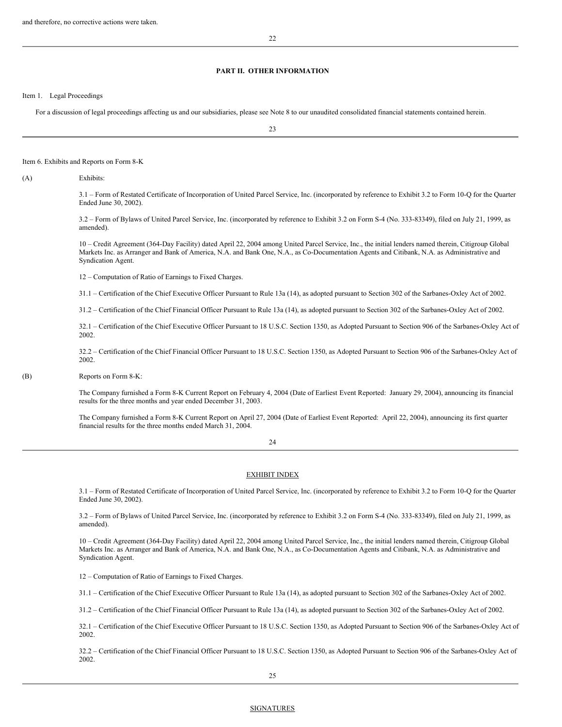and therefore, no corrective actions were taken.

## PART II. OTHER INFORMATION

Item 1. Legal Proceedings

For a discussion of legal proceedings affecting us and our subsidiaries, please see Note 8 to our unaudited consolidated financial statements contained herein.

Item 6. Exhibits and Reports on Form 8-K

(A) Exhibits:

3.1 – Form of Restated Certificate of Incorporation of United Parcel Service, Inc. (incorporated by reference to Exhibit 3.2 to Form 10-Q for the Quarter Ended June 30, 2002).

3.2 – Form of Bylaws of United Parcel Service, Inc. (incorporated by reference to Exhibit 3.2 on Form S-4 (No. 333-83349), filed on July 21, 1999, as amended).

10 – Credit Agreement (364-Day Facility) dated April 22, 2004 among United Parcel Service, Inc., the initial lenders named therein, Citigroup Global Markets Inc. as Arranger and Bank of America, N.A. and Bank One, N.A., as Co-Documentation Agents and Citibank, N.A. as Administrative and Syndication Agent.

12 – Computation of Ratio of Earnings to Fixed Charges.

31.1 – Certification of the Chief Executive Officer Pursuant to Rule 13a (14), as adopted pursuant to Section 302 of the Sarbanes-Oxley Act of 2002.

31.2 – Certification of the Chief Financial Officer Pursuant to Rule 13a (14), as adopted pursuant to Section 302 of the Sarbanes-Oxley Act of 2002.

32.1 – Certification of the Chief Executive Officer Pursuant to 18 U.S.C. Section 1350, as Adopted Pursuant to Section 906 of the Sarbanes-Oxley Act of 2002.

32.2 – Certification of the Chief Financial Officer Pursuant to 18 U.S.C. Section 1350, as Adopted Pursuant to Section 906 of the Sarbanes-Oxley Act of 2002.

(B) Reports on Form 8-K:

The Company furnished a Form 8-K Current Report on February 4, 2004 (Date of Earliest Event Reported: January 29, 2004), announcing its financial results for the three months and year ended December 31, 2003.

The Company furnished a Form 8-K Current Report on April 27, 2004 (Date of Earliest Event Reported: April 22, 2004), announcing its first quarter financial results for the three months ended March 31, 2004.

## EXHIBIT INDEX

3.1 – Form of Restated Certificate of Incorporation of United Parcel Service, Inc. (incorporated by reference to Exhibit 3.2 to Form 10-Q for the Quarter Ended June 30, 2002).

3.2 – Form of Bylaws of United Parcel Service, Inc. (incorporated by reference to Exhibit 3.2 on Form S-4 (No. 333-83349), filed on July 21, 1999, as amended).

10 – Credit Agreement (364-Day Facility) dated April 22, 2004 among United Parcel Service, Inc., the initial lenders named therein, Citigroup Global Markets Inc. as Arranger and Bank of America, N.A. and Bank One, N.A., as Co-Documentation Agents and Citibank, N.A. as Administrative and Syndication Agent.

12 – Computation of Ratio of Earnings to Fixed Charges.

31.1 – Certification of the Chief Executive Officer Pursuant to Rule 13a (14), as adopted pursuant to Section 302 of the Sarbanes-Oxley Act of 2002.

31.2 – Certification of the Chief Financial Officer Pursuant to Rule 13a (14), as adopted pursuant to Section 302 of the Sarbanes-Oxley Act of 2002.

32.1 – Certification of the Chief Executive Officer Pursuant to 18 U.S.C. Section 1350, as Adopted Pursuant to Section 906 of the Sarbanes-Oxley Act of 2002.

32.2 – Certification of the Chief Financial Officer Pursuant to 18 U.S.C. Section 1350, as Adopted Pursuant to Section 906 of the Sarbanes-Oxley Act of 2002.

## SIGNATURES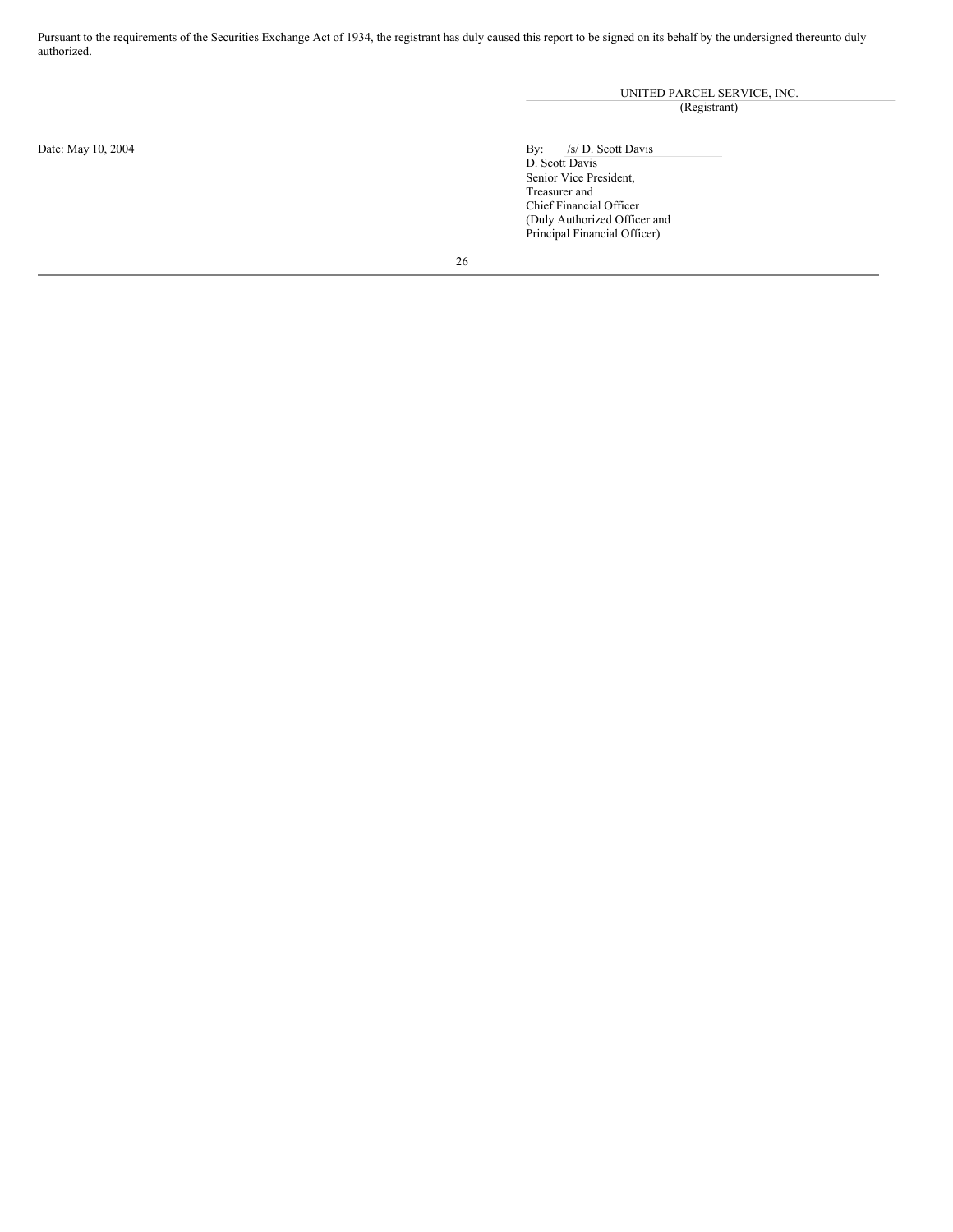Pursuant to the requirements of the Securities Exchange Act of 1934, the registrant has duly caused this report to be signed on its behalf by the undersigned thereunto duly authorized.

UNITED PARCEL SERVICE, INC.
(Registrant)

Date: May 10, 2004

By: /s/ D. Scott Davis
D. Scott Davis
Senior Vice President,
Treasurer and
Chief Financial Officer
(Duly Authorized Officer and
Principal Financial Officer)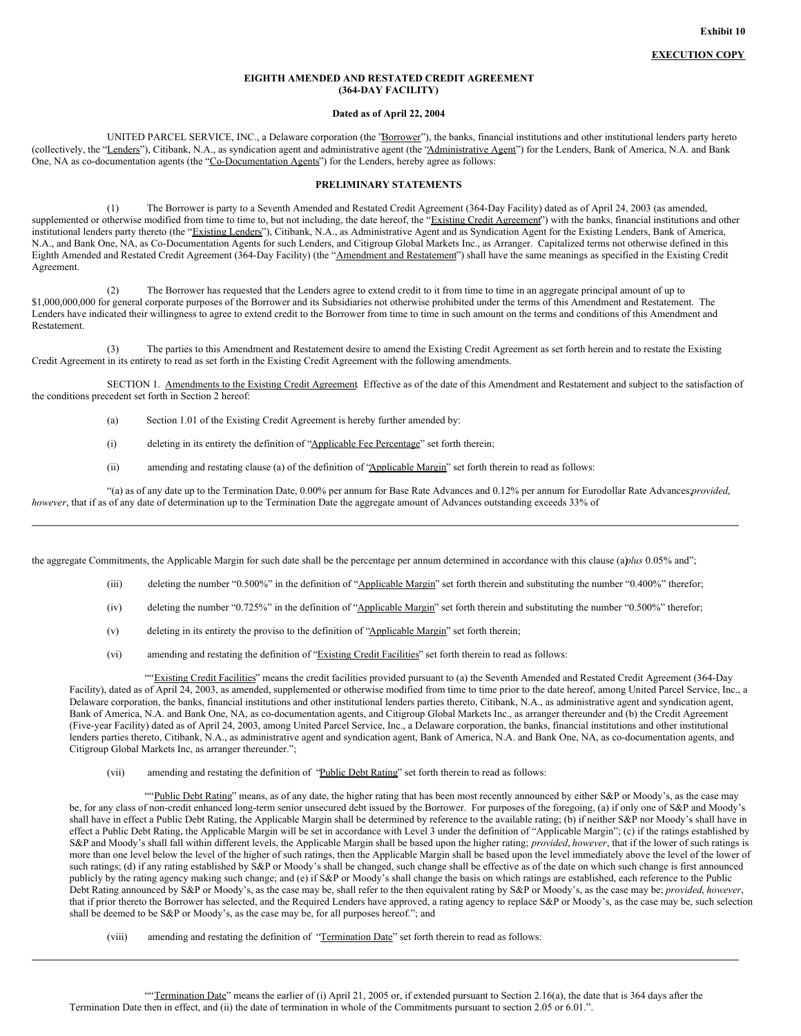**Exhibit 10**

**EXECUTION COPY**

**EIGHTH AMENDED AND RESTATED CREDIT AGREEMENT**
**(364-DAY FACILITY)**

**Dated as of April 22, 2004**

UNITED PARCEL SERVICE, INC., a Delaware corporation (the "Borrower"), the banks, financial institutions and other institutional lenders party hereto (collectively, the "Lenders"), Citibank, N.A., as syndication agent and administrative agent (the "Administrative Agent") for the Lenders, Bank of America, N.A. and Bank One, NA as co-documentation agents (the "Co-Documentation Agents") for the Lenders, hereby agree as follows:

**PRELIMINARY STATEMENTS**

(1) The Borrower is party to a Seventh Amended and Restated Credit Agreement (364-Day Facility) dated as of April 24, 2003 (as amended, supplemented or otherwise modified from time to time to, but not including, the date hereof, the "Existing Credit Agreement") with the banks, financial institutions and other institutional lenders party thereto (the "Existing Lenders"), Citibank, N.A., as Administrative Agent and as Syndication Agent for the Existing Lenders, Bank of America, N.A., and Bank One, NA, as Co-Documentation Agents for such Lenders, and Citigroup Global Markets Inc., as Arranger. Capitalized terms not otherwise defined in this Eighth Amended and Restated Credit Agreement (364-Day Facility) (the "Amendment and Restatement") shall have the same meanings as specified in the Existing Credit Agreement.

(2) The Borrower has requested that the Lenders agree to extend credit to it from time to time in an aggregate principal amount of up to $1,000,000,000 for general corporate purposes of the Borrower and its Subsidiaries not otherwise prohibited under the terms of this Amendment and Restatement. The Lenders have indicated their willingness to agree to extend credit to the Borrower from time to time in such amount on the terms and conditions of this Amendment and Restatement.

(3) The parties to this Amendment and Restatement desire to amend the Existing Credit Agreement as set forth herein and to restate the Existing Credit Agreement in its entirety to read as set forth in the Existing Credit Agreement with the following amendments.

SECTION 1. Amendments to the Existing Credit Agreement. Effective as of the date of this Amendment and Restatement and subject to the satisfaction of the conditions precedent set forth in Section 2 hereof:

(a) Section 1.01 of the Existing Credit Agreement is hereby further amended by:

(i) deleting in its entirety the definition of "Applicable Fee Percentage" set forth therein;

(ii) amending and restating clause (a) of the definition of "Applicable Margin" set forth therein to read as follows:

"(a) as of any date up to the Termination Date, 0.00% per annum for Base Rate Advances and 0.12% per annum for Eurodollar Rate Advances; *provided*, *however*, that if as of any date of determination up to the Termination Date the aggregate amount of Advances outstanding exceeds 33% of the aggregate Commitments, the Applicable Margin for such date shall be the percentage per annum determined in accordance with this clause (a) *plus* 0.05% and";

(iii) deleting the number "0.500%" in the definition of "Applicable Margin" set forth therein and substituting the number "0.400%" therefor;

(iv) deleting the number "0.725%" in the definition of "Applicable Margin" set forth therein and substituting the number "0.500%" therefor;

(v) deleting in its entirety the proviso to the definition of "Applicable Margin" set forth therein;

(vi) amending and restating the definition of "Existing Credit Facilities" set forth therein to read as follows:

""Existing Credit Facilities" means the credit facilities provided pursuant to (a) the Seventh Amended and Restated Credit Agreement (364-Day Facility), dated as of April 24, 2003, as amended, supplemented or otherwise modified from time to time prior to the date hereof, among United Parcel Service, Inc., a Delaware corporation, the banks, financial institutions and other institutional lenders parties thereto, Citibank, N.A., as administrative agent and syndication agent, Bank of America, N.A. and Bank One, NA, as co-documentation agents, and Citigroup Global Markets Inc., as arranger thereunder and (b) the Credit Agreement (Five-year Facility) dated as of April 24, 2003, among United Parcel Service, Inc., a Delaware corporation, the banks, financial institutions and other institutional lenders parties thereto, Citibank, N.A., as administrative agent and syndication agent, Bank of America, N.A. and Bank One, NA, as co-documentation agents, and Citigroup Global Markets Inc, as arranger thereunder.";

(vii) amending and restating the definition of "Public Debt Rating" set forth therein to read as follows:

""Public Debt Rating" means, as of any date, the higher rating that has been most recently announced by either S&P or Moody's, as the case may be, for any class of non-credit enhanced long-term senior unsecured debt issued by the Borrower. For purposes of the foregoing, (a) if only one of S&P and Moody's shall have in effect a Public Debt Rating, the Applicable Margin shall be determined by reference to the available rating; (b) if neither S&P nor Moody's shall have in effect a Public Debt Rating, the Applicable Margin will be set in accordance with Level 3 under the definition of "Applicable Margin"; (c) if the ratings established by S&P and Moody's shall fall within different levels, the Applicable Margin shall be based upon the higher rating; *provided*, *however*, that if the lower of such ratings is more than one level below the level of the higher of such ratings, then the Applicable Margin shall be based upon the level immediately above the level of the lower of such ratings; (d) if any rating established by S&P or Moody's shall be changed, such change shall be effective as of the date on which such change is first announced publicly by the rating agency making such change; and (e) if S&P or Moody's shall change the basis on which ratings are established, each reference to the Public Debt Rating announced by S&P or Moody's, as the case may be, shall refer to the then equivalent rating by S&P or Moody's, as the case may be; *provided*, *however*, that if prior thereto the Borrower has selected, and the Required Lenders have approved, a rating agency to replace S&P or Moody's, as the case may be, such selection shall be deemed to be S&P or Moody's, as the case may be, for all purposes hereof."; and

(viii) amending and restating the definition of "Termination Date" set forth therein to read as follows:

""Termination Date" means the earlier of (i) April 21, 2005 or, if extended pursuant to Section 2.16(a), the date that is 364 days after the Termination Date then in effect, and (ii) the date of termination in whole of the Commitments pursuant to section 2.05 or 6.01.".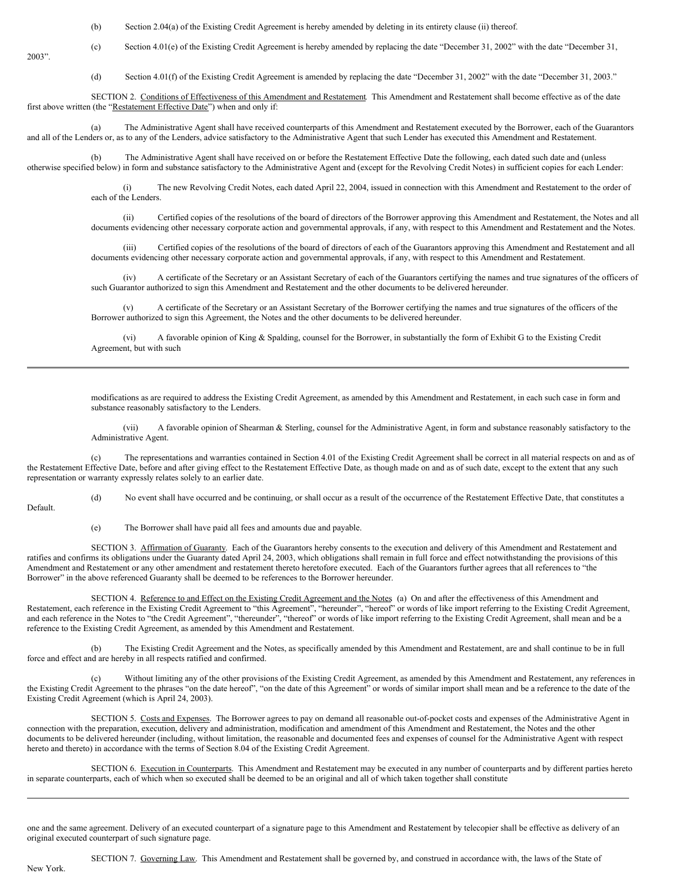(b) Section 2.04(a) of the Existing Credit Agreement is hereby amended by deleting in its entirety clause (ii) thereof.

(c) Section 4.01(e) of the Existing Credit Agreement is hereby amended by replacing the date "December 31, 2002" with the date "December 31, 2003".

(d) Section 4.01(f) of the Existing Credit Agreement is amended by replacing the date "December 31, 2002" with the date "December 31, 2003."

SECTION 2. Conditions of Effectiveness of this Amendment and Restatement. This Amendment and Restatement shall become effective as of the date first above written (the "Restatement Effective Date") when and only if:

(a) The Administrative Agent shall have received counterparts of this Amendment and Restatement executed by the Borrower, each of the Guarantors and all of the Lenders or, as to any of the Lenders, advice satisfactory to the Administrative Agent that such Lender has executed this Amendment and Restatement.

(b) The Administrative Agent shall have received on or before the Restatement Effective Date the following, each dated such date and (unless otherwise specified below) in form and substance satisfactory to the Administrative Agent and (except for the Revolving Credit Notes) in sufficient copies for each Lender:

(i) The new Revolving Credit Notes, each dated April 22, 2004, issued in connection with this Amendment and Restatement to the order of each of the Lenders.

(ii) Certified copies of the resolutions of the board of directors of the Borrower approving this Amendment and Restatement, the Notes and all documents evidencing other necessary corporate action and governmental approvals, if any, with respect to this Amendment and Restatement and the Notes.

(iii) Certified copies of the resolutions of the board of directors of each of the Guarantors approving this Amendment and Restatement and all documents evidencing other necessary corporate action and governmental approvals, if any, with respect to this Amendment and Restatement.

(iv) A certificate of the Secretary or an Assistant Secretary of each of the Guarantors certifying the names and true signatures of the officers of such Guarantor authorized to sign this Amendment and Restatement and the other documents to be delivered hereunder.

(v) A certificate of the Secretary or an Assistant Secretary of the Borrower certifying the names and true signatures of the officers of the Borrower authorized to sign this Agreement, the Notes and the other documents to be delivered hereunder.

(vi) A favorable opinion of King & Spalding, counsel for the Borrower, in substantially the form of Exhibit G to the Existing Credit Agreement, but with such modifications as are required to address the Existing Credit Agreement, as amended by this Amendment and Restatement, in each such case in form and substance reasonably satisfactory to the Lenders.

(vii) A favorable opinion of Shearman & Sterling, counsel for the Administrative Agent, in form and substance reasonably satisfactory to the Administrative Agent.

(c) The representations and warranties contained in Section 4.01 of the Existing Credit Agreement shall be correct in all material respects on and as of the Restatement Effective Date, before and after giving effect to the Restatement Effective Date, as though made on and as of such date, except to the extent that any such representation or warranty expressly relates solely to an earlier date.

(d) No event shall have occurred and be continuing, or shall occur as a result of the occurrence of the Restatement Effective Date, that constitutes a Default.

(e) The Borrower shall have paid all fees and amounts due and payable.

SECTION 3. Affirmation of Guaranty. Each of the Guarantors hereby consents to the execution and delivery of this Amendment and Restatement and ratifies and confirms its obligations under the Guaranty dated April 24, 2003, which obligations shall remain in full force and effect notwithstanding the provisions of this Amendment and Restatement or any other amendment and restatement thereto heretofore executed. Each of the Guarantors further agrees that all references to "the Borrower" in the above referenced Guaranty shall be deemed to be references to the Borrower hereunder.

SECTION 4. Reference to and Effect on the Existing Credit Agreement and the Notes (a) On and after the effectiveness of this Amendment and Restatement, each reference in the Existing Credit Agreement to "this Agreement", "hereunder", "hereof" or words of like import referring to the Existing Credit Agreement, and each reference in the Notes to "the Credit Agreement", "thereunder", "thereof" or words of like import referring to the Existing Credit Agreement, shall mean and be a reference to the Existing Credit Agreement, as amended by this Amendment and Restatement.

(b) The Existing Credit Agreement and the Notes, as specifically amended by this Amendment and Restatement, are and shall continue to be in full force and effect and are hereby in all respects ratified and confirmed.

(c) Without limiting any of the other provisions of the Existing Credit Agreement, as amended by this Amendment and Restatement, any references in the Existing Credit Agreement to the phrases "on the date hereof", "on the date of this Agreement" or words of similar import shall mean and be a reference to the date of the Existing Credit Agreement (which is April 24, 2003).

SECTION 5. Costs and Expenses. The Borrower agrees to pay on demand all reasonable out-of-pocket costs and expenses of the Administrative Agent in connection with the preparation, execution, delivery and administration, modification and amendment of this Amendment and Restatement, the Notes and the other documents to be delivered hereunder (including, without limitation, the reasonable and documented fees and expenses of counsel for the Administrative Agent with respect hereto and thereto) in accordance with the terms of Section 8.04 of the Existing Credit Agreement.

SECTION 6. Execution in Counterparts. This Amendment and Restatement may be executed in any number of counterparts and by different parties hereto in separate counterparts, each of which when so executed shall be deemed to be an original and all of which taken together shall constitute one and the same agreement. Delivery of an executed counterpart of a signature page to this Amendment and Restatement by telecopier shall be effective as delivery of an original executed counterpart of such signature page.

SECTION 7. Governing Law. This Amendment and Restatement shall be governed by, and construed in accordance with, the laws of the State of New York.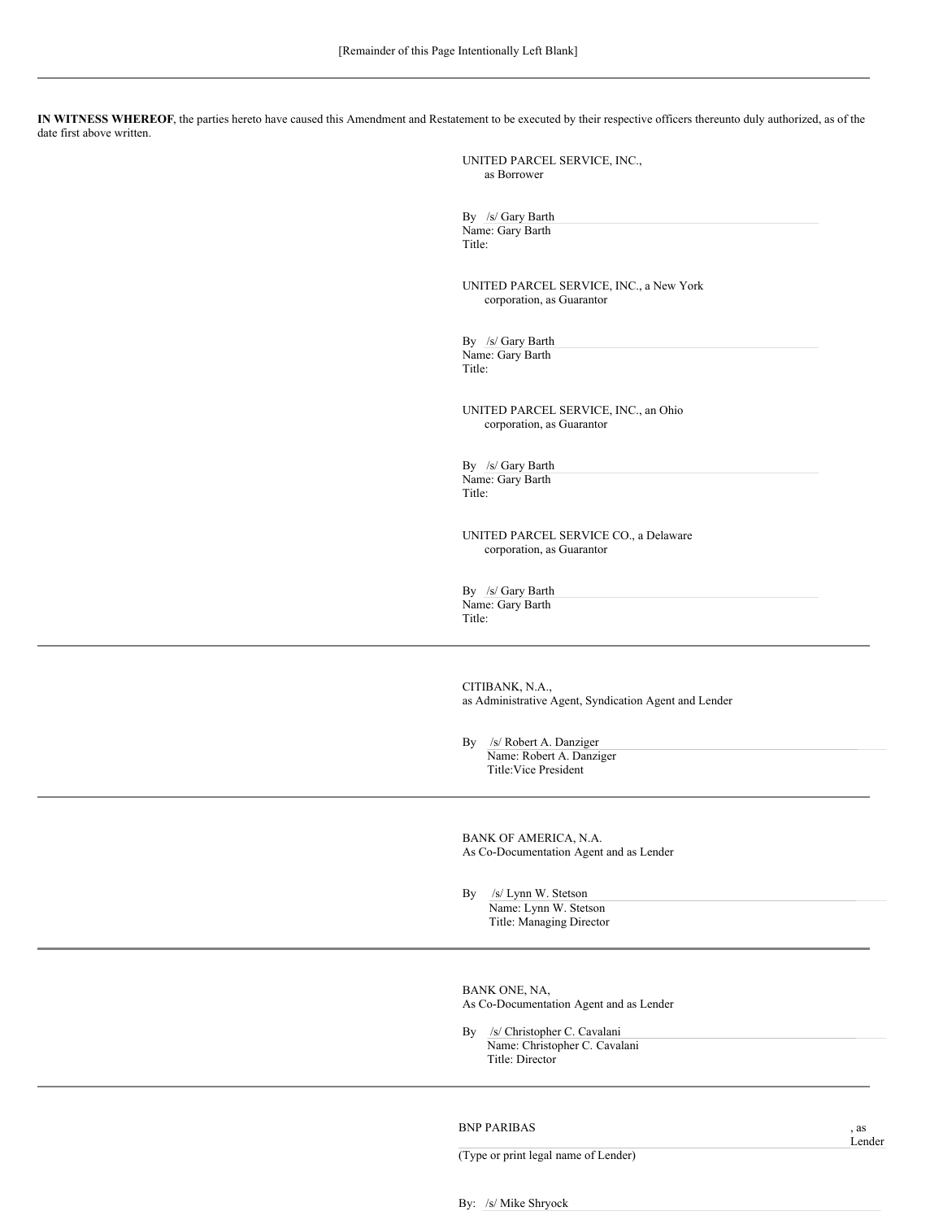[Remainder of this Page Intentionally Left Blank]

---

**IN WITNESS WHEREOF**, the parties hereto have caused this Amendment and Restatement to be executed by their respective officers thereunto duly authorized, as of the date first above written.

UNITED PARCEL SERVICE, INC.,
as Borrower

By /s/ Gary Barth
Name: Gary Barth
Title:

UNITED PARCEL SERVICE, INC., a New York corporation, as Guarantor

By /s/ Gary Barth
Name: Gary Barth
Title:

UNITED PARCEL SERVICE, INC., an Ohio corporation, as Guarantor

By /s/ Gary Barth
Name: Gary Barth
Title:

UNITED PARCEL SERVICE CO., a Delaware corporation, as Guarantor

By /s/ Gary Barth
Name: Gary Barth
Title:

---

CITIBANK, N.A.,
as Administrative Agent, Syndication Agent and Lender

By /s/ Robert A. Danziger
Name: Robert A. Danziger
Title: Vice President

---

BANK OF AMERICA, N.A.
As Co-Documentation Agent and as Lender

By /s/ Lynn W. Stetson
Name: Lynn W. Stetson
Title: Managing Director

---

BANK ONE, NA,
As Co-Documentation Agent and as Lender

By /s/ Christopher C. Cavalani
Name: Christopher C. Cavalani
Title: Director

---

BNP PARIBAS, as Lender
(Type or print legal name of Lender)

By: /s/ Mike Shryock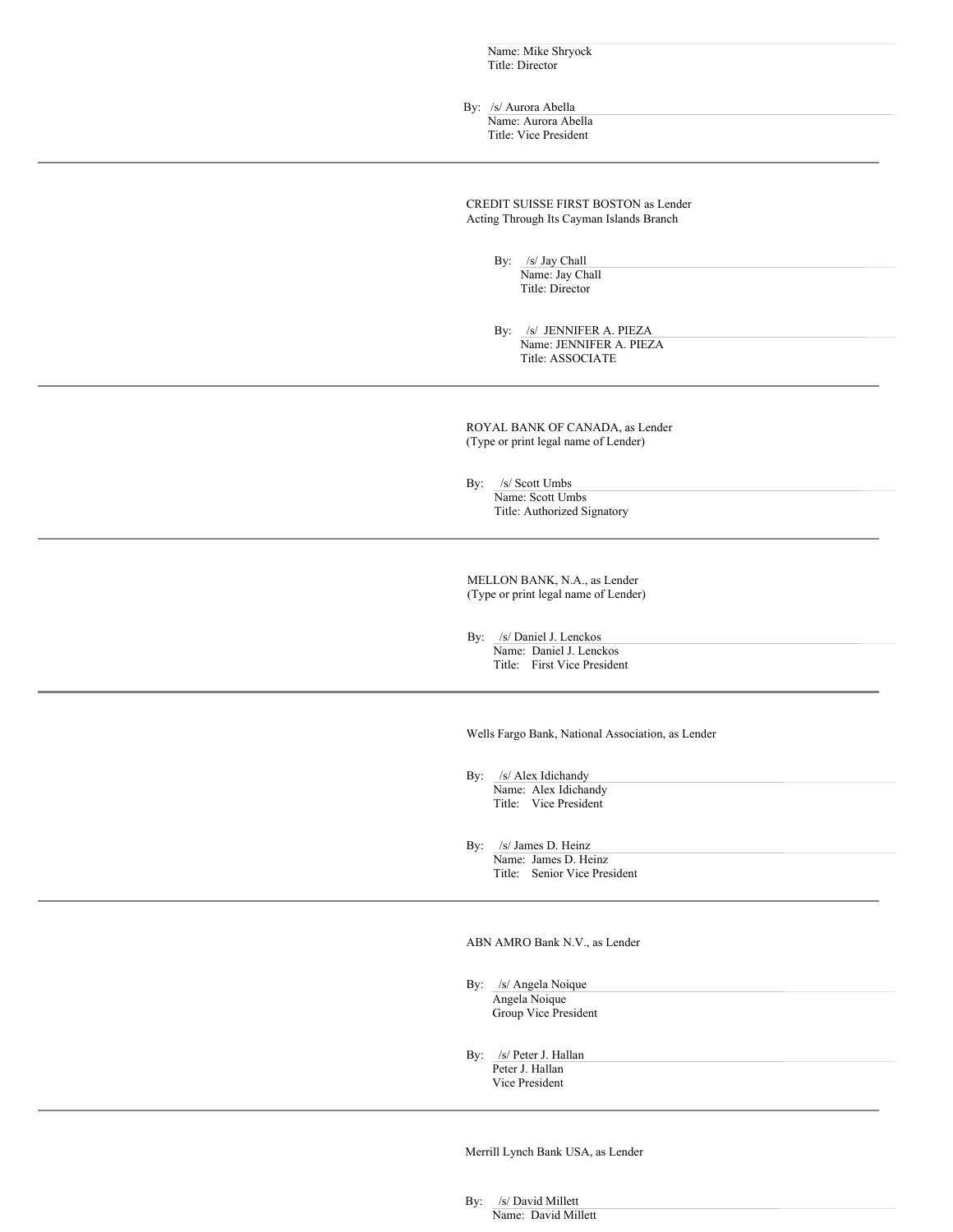Name: Mike Shryock
Title: Director

By: /s/ Aurora Abella
Name: Aurora Abella
Title: Vice President

---

CREDIT SUISSE FIRST BOSTON as Lender
Acting Through Its Cayman Islands Branch

By: /s/ Jay Chall
Name: Jay Chall
Title: Director

By: /s/ JENNIFER A. PIEZA
Name: JENNIFER A. PIEZA
Title: ASSOCIATE

---

ROYAL BANK OF CANADA, as Lender
(Type or print legal name of Lender)

By: /s/ Scott Umbs
Name: Scott Umbs
Title: Authorized Signatory

---

MELLON BANK, N.A., as Lender
(Type or print legal name of Lender)

By: /s/ Daniel J. Lenckos
Name: Daniel J. Lenckos
Title: First Vice President

---

Wells Fargo Bank, National Association, as Lender

By: /s/ Alex Idichandy
Name: Alex Idichandy
Title: Vice President

By: /s/ James D. Heinz
Name: James D. Heinz
Title: Senior Vice President

---

ABN AMRO Bank N.V., as Lender

By: /s/ Angela Noique
Angela Noique
Group Vice President

By: /s/ Peter J. Hallan
Peter J. Hallan
Vice President

---

Merrill Lynch Bank USA, as Lender

By: /s/ David Millett
Name: David Millett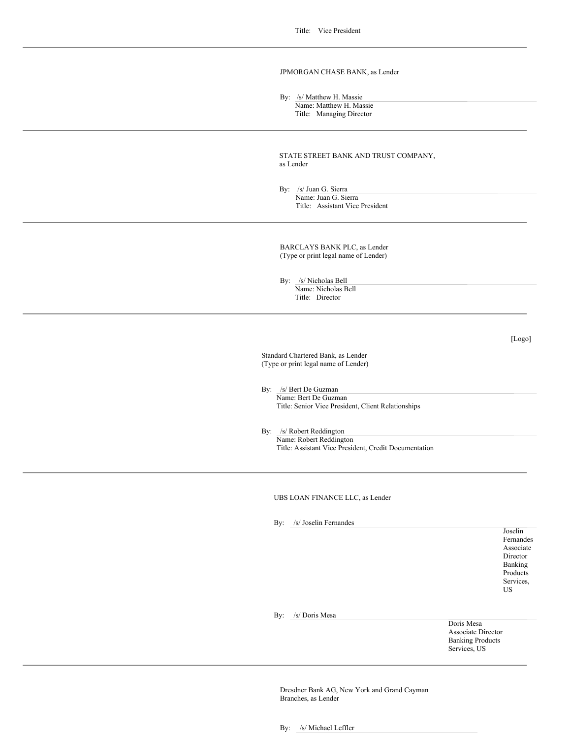Title: Vice President

---

JPMORGAN CHASE BANK, as Lender

By: /s/ Matthew H. Massie
Name: Matthew H. Massie
Title: Managing Director

---

STATE STREET BANK AND TRUST COMPANY, as Lender

By: /s/ Juan G. Sierra
Name: Juan G. Sierra
Title: Assistant Vice President

---

BARCLAYS BANK PLC, as Lender
(Type or print legal name of Lender)

By: /s/ Nicholas Bell
Name: Nicholas Bell
Title: Director

---

[Logo]

Standard Chartered Bank, as Lender
(Type or print legal name of Lender)

By: /s/ Bert De Guzman
Name: Bert De Guzman
Title: Senior Vice President, Client Relationships

By: /s/ Robert Reddington
Name: Robert Reddington
Title: Assistant Vice President, Credit Documentation

---

UBS LOAN FINANCE LLC, as Lender

By: /s/ Joselin Fernandes
Joselin Fernandes
Associate Director
Banking Products Services, US

By: /s/ Doris Mesa
Doris Mesa
Associate Director
Banking Products Services, US

---

Dresdner Bank AG, New York and Grand Cayman Branches, as Lender

By: /s/ Michael Leffler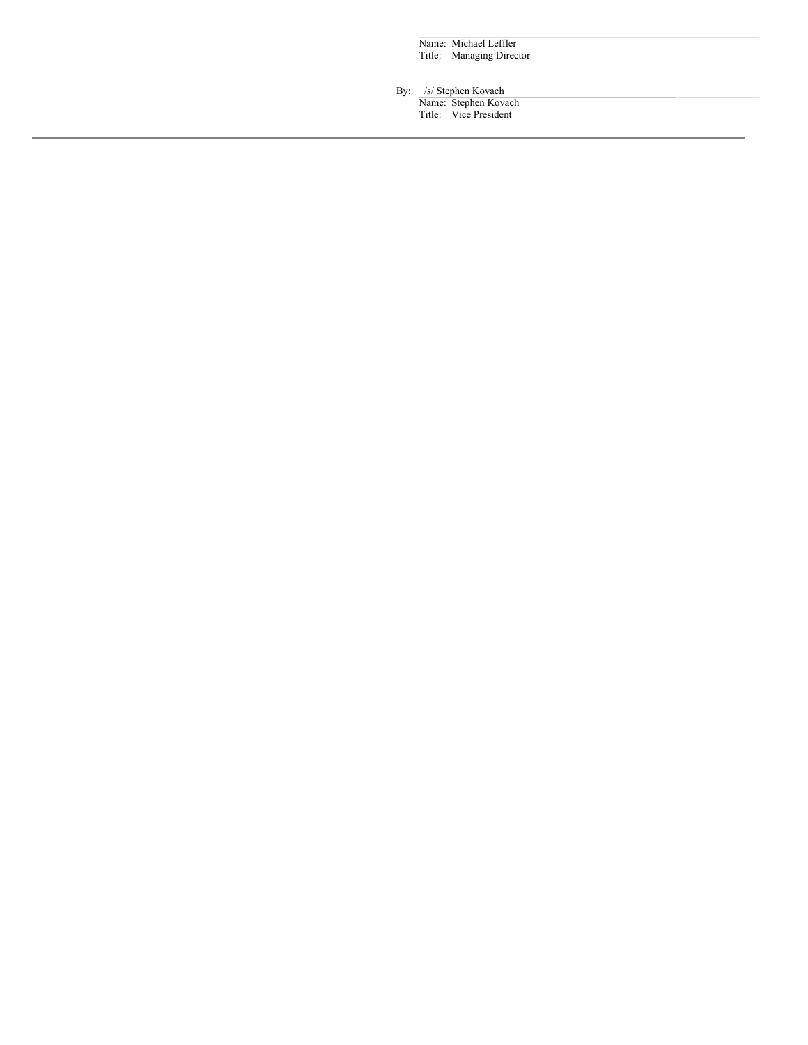Name: Michael Leffler
Title: Managing Director

By: /s/ Stephen Kovach
Name: Stephen Kovach
Title: Vice President

---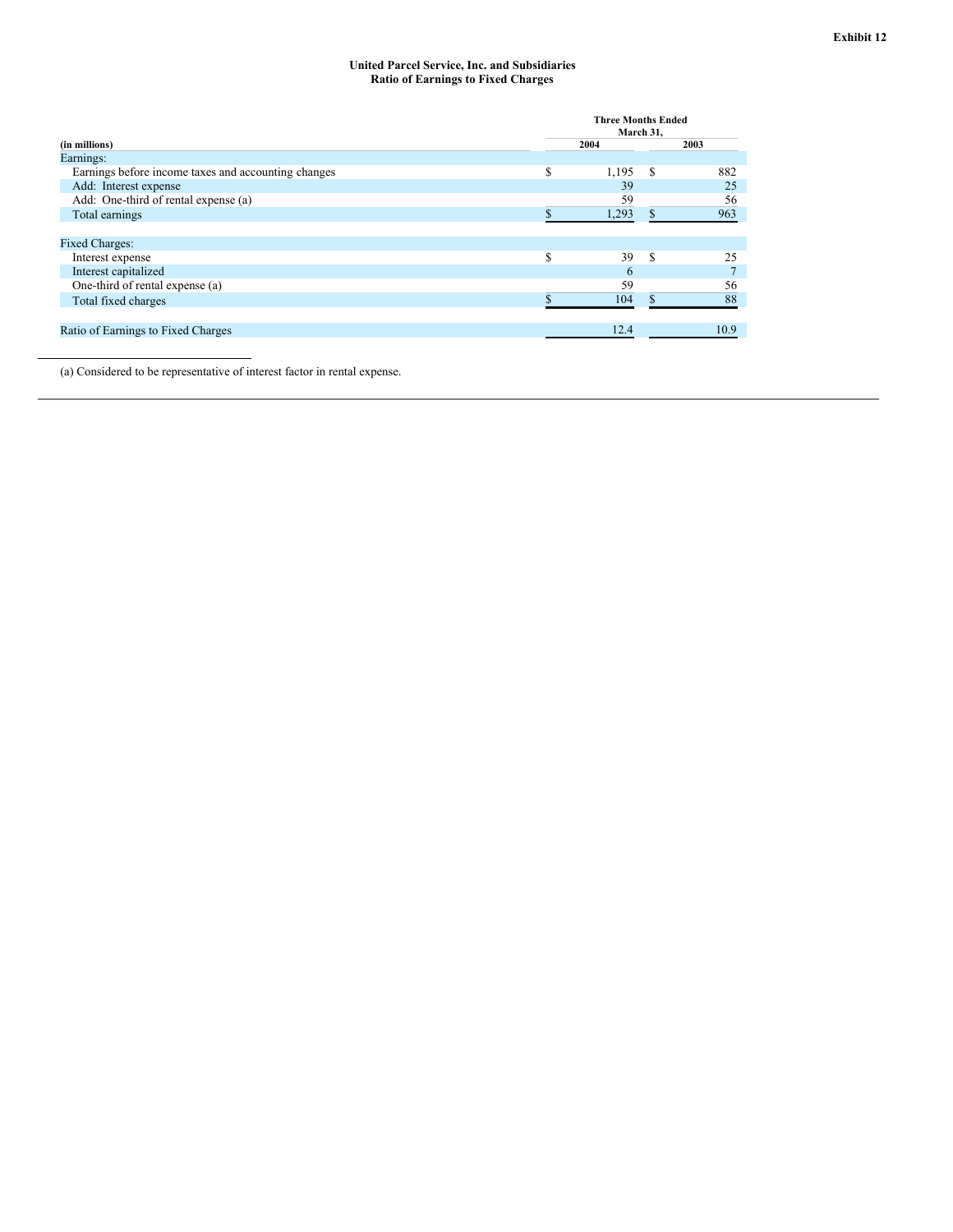Exhibit 12

**United Parcel Service, Inc. and Subsidiaries**
**Ratio of Earnings to Fixed Charges**

| (in millions) | Three Months Ended March 31, 2004 | 2003 |
|---|---|---|
| Earnings: | | |
| Earnings before income taxes and accounting changes | $ 1,195 | $ 882 |
| Add: Interest expense | 39 | 25 |
| Add: One-third of rental expense (a) | 59 | 56 |
| Total earnings | $ 1,293 | $ 963 |
| | | |
| Fixed Charges: | | |
| Interest expense | $ 39 | $ 25 |
| Interest capitalized | 6 | 7 |
| One-third of rental expense (a) | 59 | 56 |
| Total fixed charges | $ 104 | $ 88 |
| | | |
| Ratio of Earnings to Fixed Charges | 12.4 | 10.9 |

(a) Considered to be representative of interest factor in rental expense.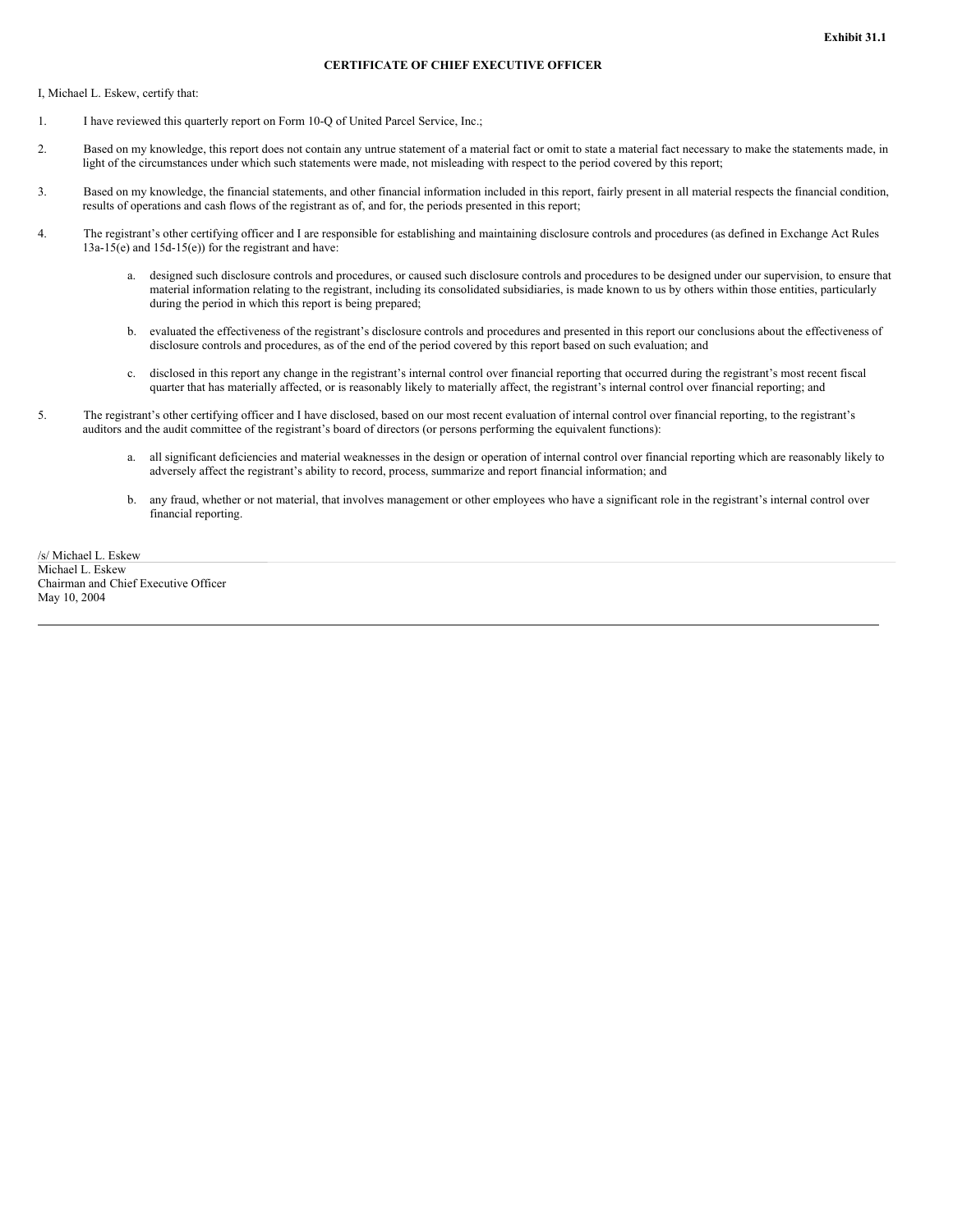**Exhibit 31.1**

**CERTIFICATE OF CHIEF EXECUTIVE OFFICER**

I, Michael L. Eskew, certify that:

1. I have reviewed this quarterly report on Form 10-Q of United Parcel Service, Inc.;

2. Based on my knowledge, this report does not contain any untrue statement of a material fact or omit to state a material fact necessary to make the statements made, in light of the circumstances under which such statements were made, not misleading with respect to the period covered by this report;

3. Based on my knowledge, the financial statements, and other financial information included in this report, fairly present in all material respects the financial condition, results of operations and cash flows of the registrant as of, and for, the periods presented in this report;

4. The registrant's other certifying officer and I are responsible for establishing and maintaining disclosure controls and procedures (as defined in Exchange Act Rules 13a-15(e) and 15d-15(e)) for the registrant and have:

    a. designed such disclosure controls and procedures, or caused such disclosure controls and procedures to be designed under our supervision, to ensure that material information relating to the registrant, including its consolidated subsidiaries, is made known to us by others within those entities, particularly during the period in which this report is being prepared;

    b. evaluated the effectiveness of the registrant's disclosure controls and procedures and presented in this report our conclusions about the effectiveness of disclosure controls and procedures, as of the end of the period covered by this report based on such evaluation; and

    c. disclosed in this report any change in the registrant's internal control over financial reporting that occurred during the registrant's most recent fiscal quarter that has materially affected, or is reasonably likely to materially affect, the registrant's internal control over financial reporting; and

5. The registrant's other certifying officer and I have disclosed, based on our most recent evaluation of internal control over financial reporting, to the registrant's auditors and the audit committee of the registrant's board of directors (or persons performing the equivalent functions):

    a. all significant deficiencies and material weaknesses in the design or operation of internal control over financial reporting which are reasonably likely to adversely affect the registrant's ability to record, process, summarize and report financial information; and

    b. any fraud, whether or not material, that involves management or other employees who have a significant role in the registrant's internal control over financial reporting.

/s/ Michael L. Eskew
Michael L. Eskew
Chairman and Chief Executive Officer
May 10, 2004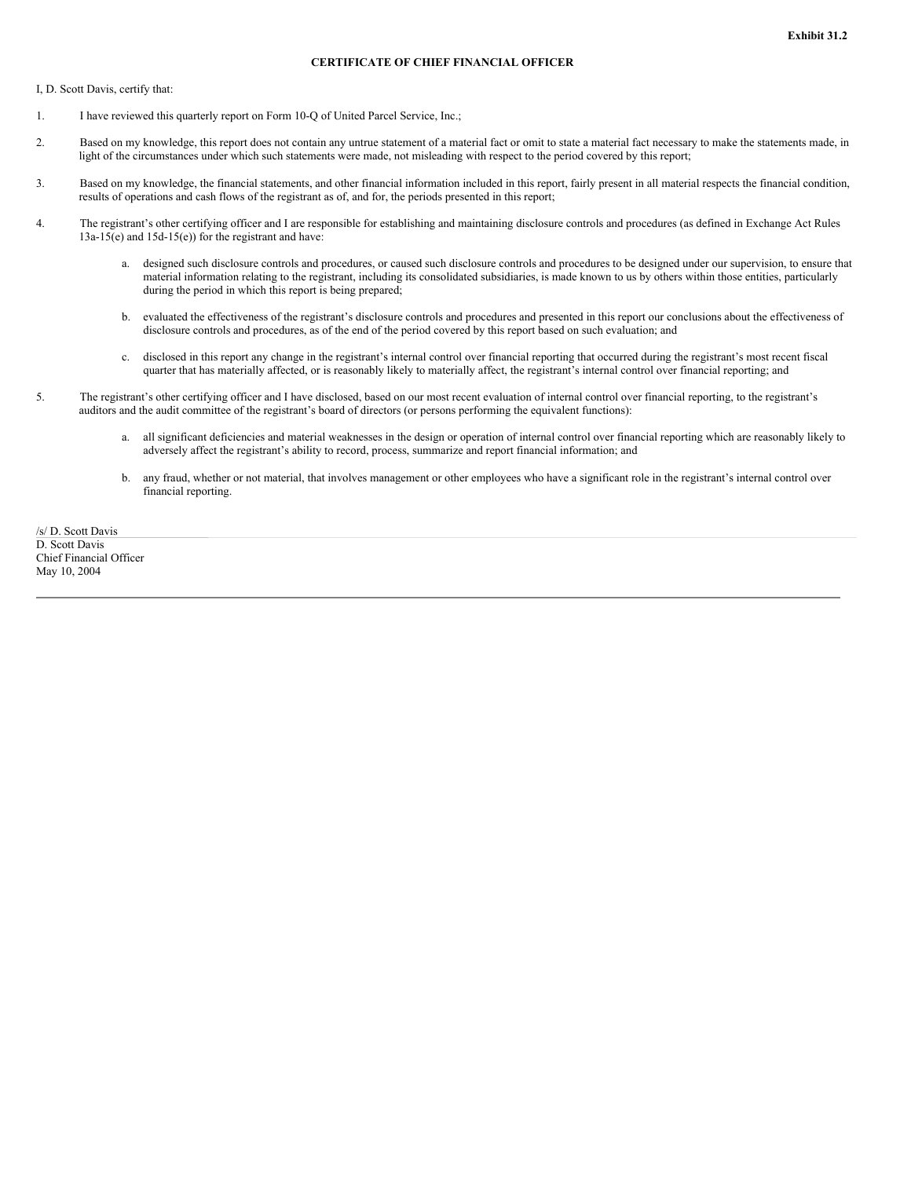**Exhibit 31.2**

**CERTIFICATE OF CHIEF FINANCIAL OFFICER**

I, D. Scott Davis, certify that:

1. I have reviewed this quarterly report on Form 10-Q of United Parcel Service, Inc.;

2. Based on my knowledge, this report does not contain any untrue statement of a material fact or omit to state a material fact necessary to make the statements made, in light of the circumstances under which such statements were made, not misleading with respect to the period covered by this report;

3. Based on my knowledge, the financial statements, and other financial information included in this report, fairly present in all material respects the financial condition, results of operations and cash flows of the registrant as of, and for, the periods presented in this report;

4. The registrant's other certifying officer and I are responsible for establishing and maintaining disclosure controls and procedures (as defined in Exchange Act Rules 13a-15(e) and 15d-15(e)) for the registrant and have:

   a. designed such disclosure controls and procedures, or caused such disclosure controls and procedures to be designed under our supervision, to ensure that material information relating to the registrant, including its consolidated subsidiaries, is made known to us by others within those entities, particularly during the period in which this report is being prepared;

   b. evaluated the effectiveness of the registrant's disclosure controls and procedures and presented in this report our conclusions about the effectiveness of disclosure controls and procedures, as of the end of the period covered by this report based on such evaluation; and

   c. disclosed in this report any change in the registrant's internal control over financial reporting that occurred during the registrant's most recent fiscal quarter that has materially affected, or is reasonably likely to materially affect, the registrant's internal control over financial reporting; and

5. The registrant's other certifying officer and I have disclosed, based on our most recent evaluation of internal control over financial reporting, to the registrant's auditors and the audit committee of the registrant's board of directors (or persons performing the equivalent functions):

   a. all significant deficiencies and material weaknesses in the design or operation of internal control over financial reporting which are reasonably likely to adversely affect the registrant's ability to record, process, summarize and report financial information; and

   b. any fraud, whether or not material, that involves management or other employees who have a significant role in the registrant's internal control over financial reporting.

/s/ D. Scott Davis
D. Scott Davis
Chief Financial Officer
May 10, 2004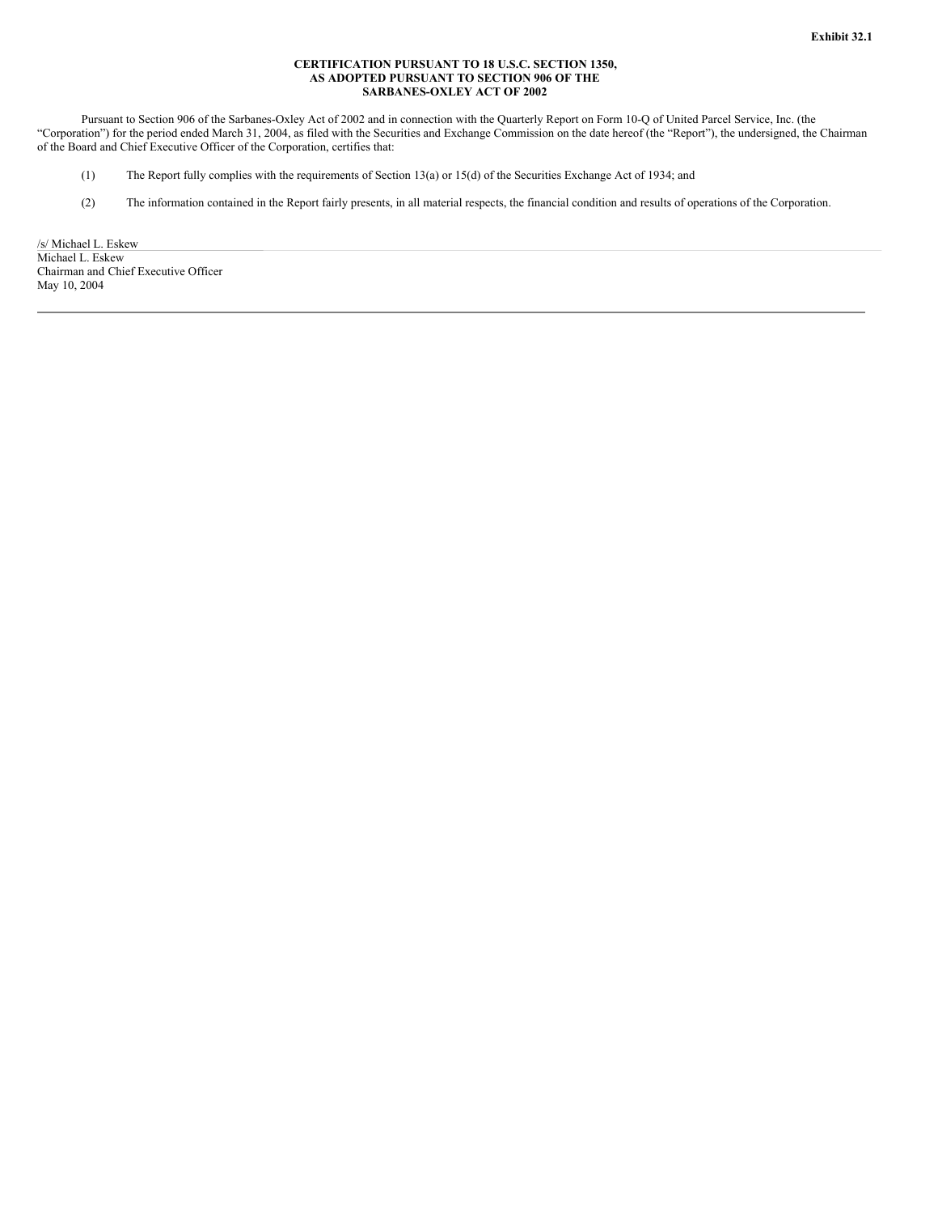**Exhibit 32.1**

**CERTIFICATION PURSUANT TO 18 U.S.C. SECTION 1350,
AS ADOPTED PURSUANT TO SECTION 906 OF THE
SARBANES-OXLEY ACT OF 2002**

Pursuant to Section 906 of the Sarbanes-Oxley Act of 2002 and in connection with the Quarterly Report on Form 10-Q of United Parcel Service, Inc. (the "Corporation") for the period ended March 31, 2004, as filed with the Securities and Exchange Commission on the date hereof (the "Report"), the undersigned, the Chairman of the Board and Chief Executive Officer of the Corporation, certifies that:

(1) The Report fully complies with the requirements of Section 13(a) or 15(d) of the Securities Exchange Act of 1934; and

(2) The information contained in the Report fairly presents, in all material respects, the financial condition and results of operations of the Corporation.

/s/ Michael L. Eskew
Michael L. Eskew
Chairman and Chief Executive Officer
May 10, 2004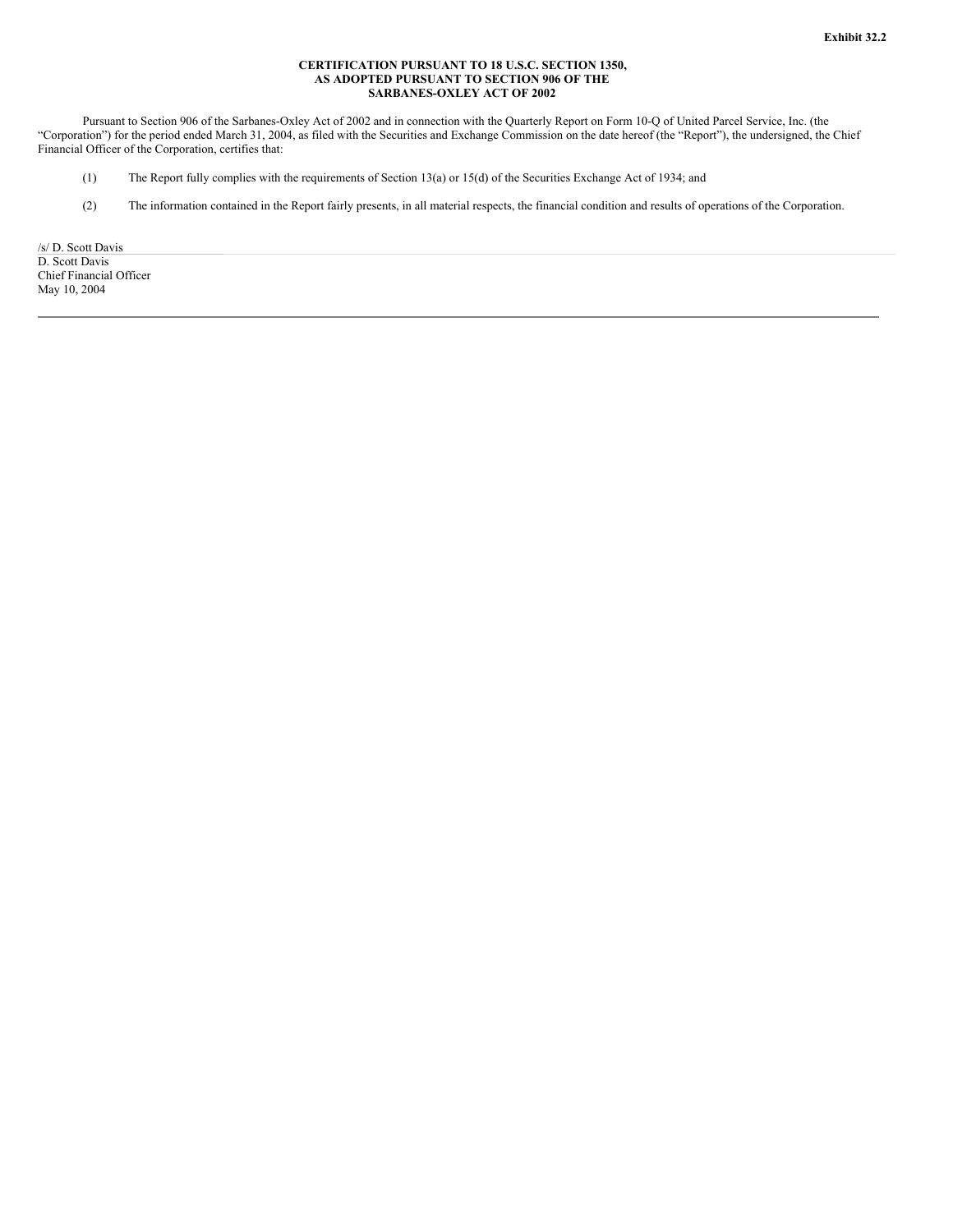**Exhibit 32.2**

**CERTIFICATION PURSUANT TO 18 U.S.C. SECTION 1350,
AS ADOPTED PURSUANT TO SECTION 906 OF THE
SARBANES-OXLEY ACT OF 2002**

Pursuant to Section 906 of the Sarbanes-Oxley Act of 2002 and in connection with the Quarterly Report on Form 10-Q of United Parcel Service, Inc. (the "Corporation") for the period ended March 31, 2004, as filed with the Securities and Exchange Commission on the date hereof (the "Report"), the undersigned, the Chief Financial Officer of the Corporation, certifies that:

(1) The Report fully complies with the requirements of Section 13(a) or 15(d) of the Securities Exchange Act of 1934; and

(2) The information contained in the Report fairly presents, in all material respects, the financial condition and results of operations of the Corporation.

/s/ D. Scott Davis
D. Scott Davis
Chief Financial Officer
May 10, 2004